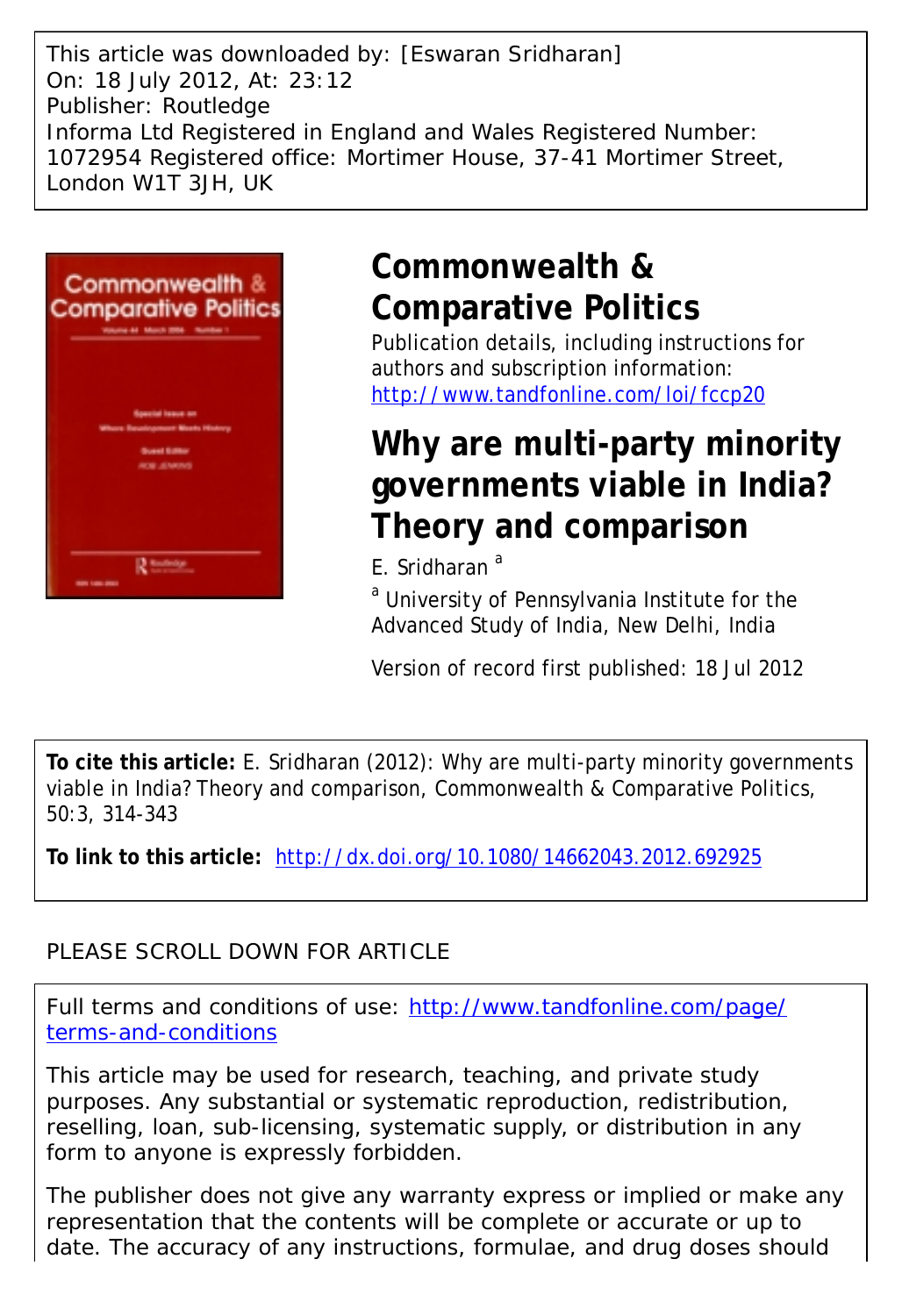This article was downloaded by: [Eswaran Sridharan]
On: 18 July 2012, At: 23:12
Publisher: Routledge
Informa Ltd Registered in England and Wales Registered Number: 1072954 Registered office: Mortimer House, 37-41 Mortimer Street, London W1T 3JH, UK

# Commonwealth & Comparative Politics

Publication details, including instructions for authors and subscription information:
http://www.tandfonline.com/loi/fccp20

# Why are multi-party minority governments viable in India? Theory and comparison

E. Sridharan [a]

[a] University of Pennsylvania Institute for the Advanced Study of India, New Delhi, India

Version of record first published: 18 Jul 2012

**To cite this article:** E. Sridharan (2012): Why are multi-party minority governments viable in India? Theory and comparison, Commonwealth & Comparative Politics, 50:3, 314-343

**To link to this article:** http://dx.doi.org/10.1080/14662043.2012.692925

PLEASE SCROLL DOWN FOR ARTICLE

Full terms and conditions of use: http://www.tandfonline.com/page/terms-and-conditions

This article may be used for research, teaching, and private study purposes. Any substantial or systematic reproduction, redistribution, reselling, loan, sub-licensing, systematic supply, or distribution in any form to anyone is expressly forbidden.

The publisher does not give any warranty express or implied or make any representation that the contents will be complete or accurate or up to date. The accuracy of any instructions, formulae, and drug doses should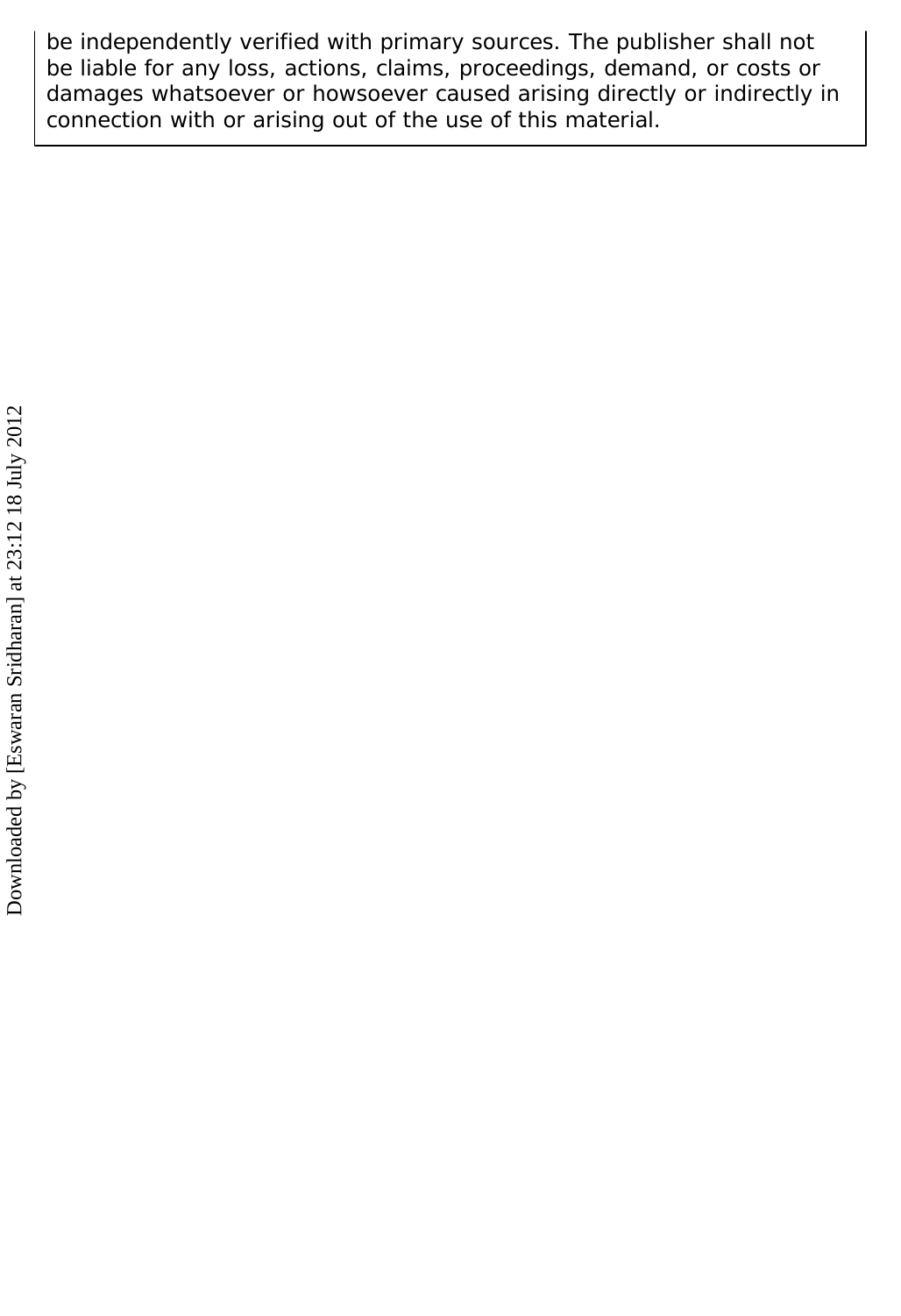be independently verified with primary sources. The publisher shall not be liable for any loss, actions, claims, proceedings, demand, or costs or damages whatsoever or howsoever caused arising directly or indirectly in connection with or arising out of the use of this material.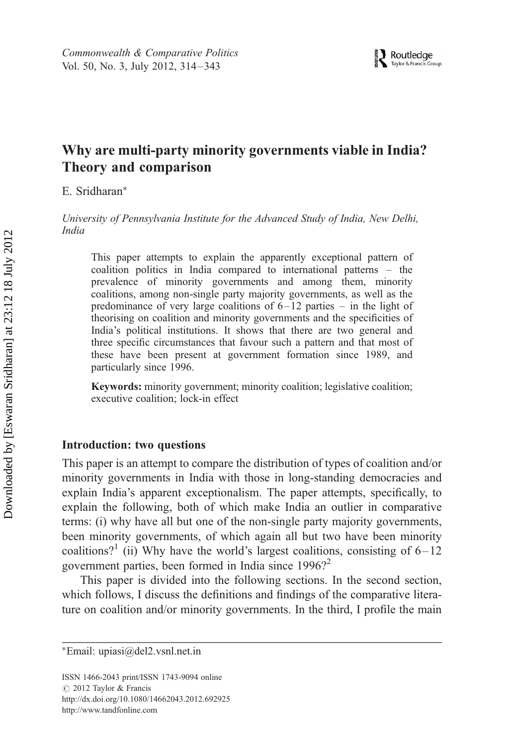# Why are multi-party minority governments viable in India? Theory and comparison

E. Sridharan*

*University of Pennsylvania Institute for the Advanced Study of India, New Delhi, India*

This paper attempts to explain the apparently exceptional pattern of coalition politics in India compared to international patterns – the prevalence of minority governments and among them, minority coalitions, among non-single party majority governments, as well as the predominance of very large coalitions of 6–12 parties – in the light of theorising on coalition and minority governments and the specificities of India's political institutions. It shows that there are two general and three specific circumstances that favour such a pattern and that most of these have been present at government formation since 1989, and particularly since 1996.

**Keywords:** minority government; minority coalition; legislative coalition; executive coalition; lock-in effect

## Introduction: two questions

This paper is an attempt to compare the distribution of types of coalition and/or minority governments in India with those in long-standing democracies and explain India's apparent exceptionalism. The paper attempts, specifically, to explain the following, both of which make India an outlier in comparative terms: (i) why have all but one of the non-single party majority governments, been minority governments, of which again all but two have been minority coalitions?[1] (ii) Why have the world's largest coalitions, consisting of 6–12 government parties, been formed in India since 1996?[2]

This paper is divided into the following sections. In the second section, which follows, I discuss the definitions and findings of the comparative literature on coalition and/or minority governments. In the third, I profile the main

---

*Email: upiasi@del2.vsnl.net.in

ISSN 1466-2043 print/ISSN 1743-9094 online
© 2012 Taylor & Francis
http://dx.doi.org/10.1080/14662043.2012.692925
http://www.tandfonline.com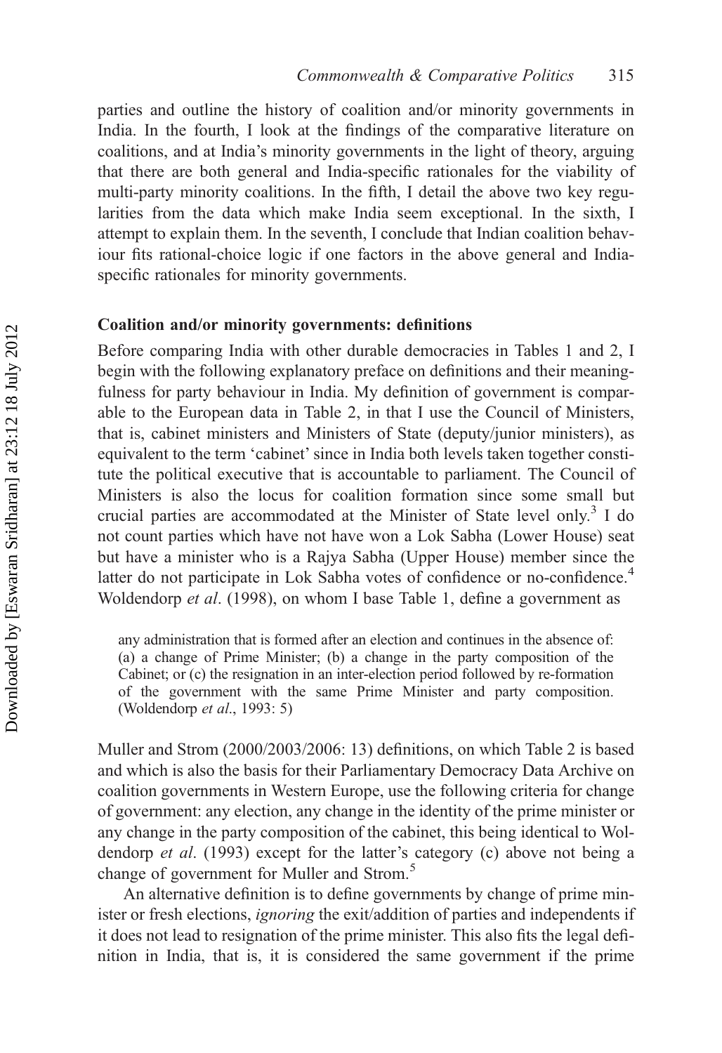parties and outline the history of coalition and/or minority governments in India. In the fourth, I look at the findings of the comparative literature on coalitions, and at India's minority governments in the light of theory, arguing that there are both general and India-specific rationales for the viability of multi-party minority coalitions. In the fifth, I detail the above two key regularities from the data which make India seem exceptional. In the sixth, I attempt to explain them. In the seventh, I conclude that Indian coalition behaviour fits rational-choice logic if one factors in the above general and India-specific rationales for minority governments.

## Coalition and/or minority governments: definitions

Before comparing India with other durable democracies in Tables 1 and 2, I begin with the following explanatory preface on definitions and their meaningfulness for party behaviour in India. My definition of government is comparable to the European data in Table 2, in that I use the Council of Ministers, that is, cabinet ministers and Ministers of State (deputy/junior ministers), as equivalent to the term 'cabinet' since in India both levels taken together constitute the political executive that is accountable to parliament. The Council of Ministers is also the locus for coalition formation since some small but crucial parties are accommodated at the Minister of State level only.[3] I do not count parties which have not have won a Lok Sabha (Lower House) seat but have a minister who is a Rajya Sabha (Upper House) member since the latter do not participate in Lok Sabha votes of confidence or no-confidence.[4] Woldendorp *et al*. (1998), on whom I base Table 1, define a government as

> any administration that is formed after an election and continues in the absence of: (a) a change of Prime Minister; (b) a change in the party composition of the Cabinet; or (c) the resignation in an inter-election period followed by re-formation of the government with the same Prime Minister and party composition. (Woldendorp *et al*., 1993: 5)

Muller and Strom (2000/2003/2006: 13) definitions, on which Table 2 is based and which is also the basis for their Parliamentary Democracy Data Archive on coalition governments in Western Europe, use the following criteria for change of government: any election, any change in the identity of the prime minister or any change in the party composition of the cabinet, this being identical to Woldendorp *et al*. (1993) except for the latter's category (c) above not being a change of government for Muller and Strom.[5]

An alternative definition is to define governments by change of prime minister or fresh elections, *ignoring* the exit/addition of parties and independents if it does not lead to resignation of the prime minister. This also fits the legal definition in India, that is, it is considered the same government if the prime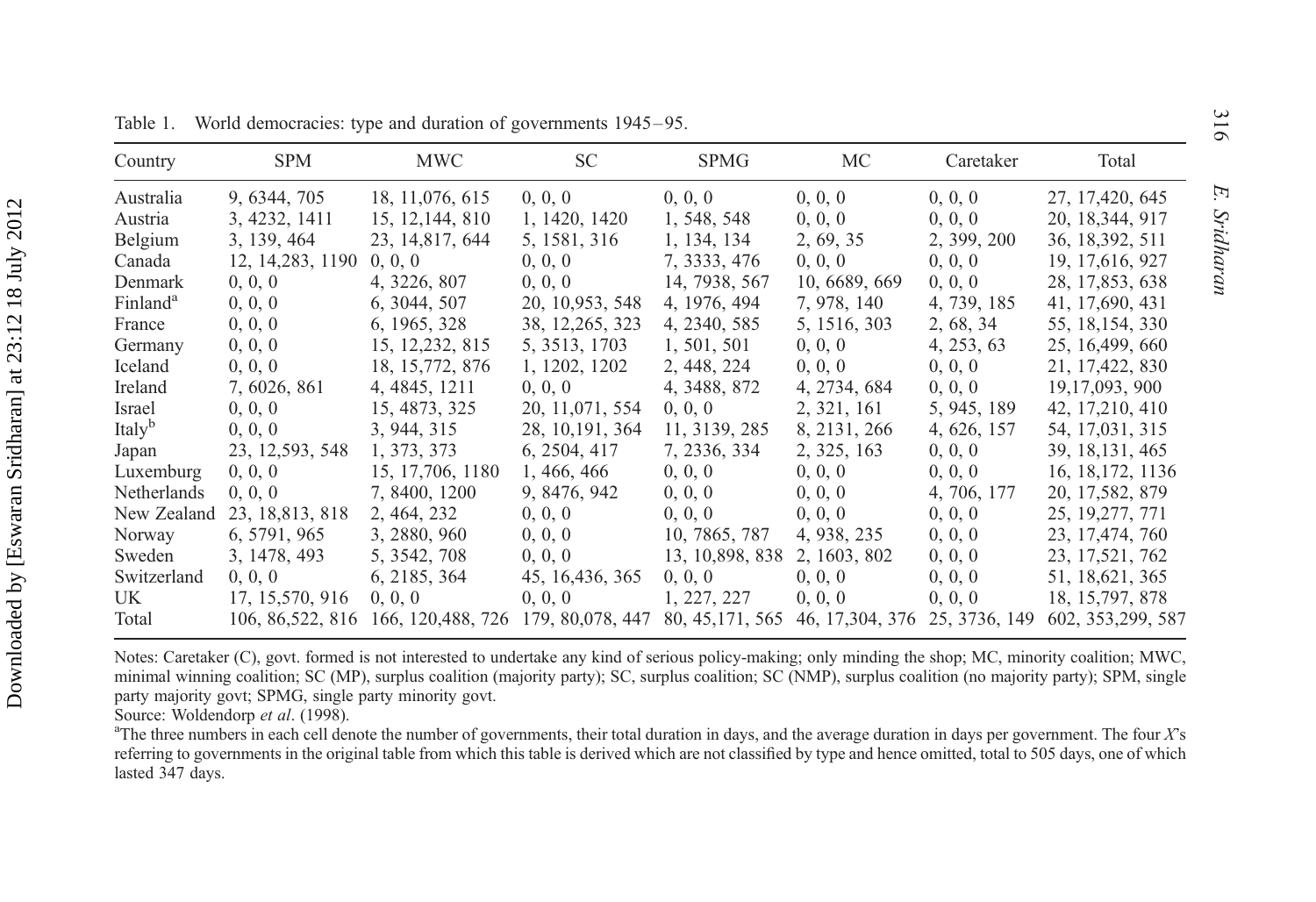Table 1. World democracies: type and duration of governments 1945–95.

| Country | SPM | MWC | SC | SPMG | MC | Caretaker | Total |
|---|---|---|---|---|---|---|---|
| Australia | 9, 6344, 705 | 18, 11,076, 615 | 0, 0, 0 | 0, 0, 0 | 0, 0, 0 | 0, 0, 0 | 27, 17,420, 645 |
| Austria | 3, 4232, 1411 | 15, 12,144, 810 | 1, 1420, 1420 | 1, 548, 548 | 0, 0, 0 | 0, 0, 0 | 20, 18,344, 917 |
| Belgium | 3, 139, 464 | 23, 14,817, 644 | 5, 1581, 316 | 1, 134, 134 | 2, 69, 35 | 2, 399, 200 | 36, 18,392, 511 |
| Canada | 12, 14,283, 1190 | 0, 0, 0 | 0, 0, 0 | 7, 3333, 476 | 0, 0, 0 | 0, 0, 0 | 19, 17,616, 927 |
| Denmark | 0, 0, 0 | 4, 3226, 807 | 0, 0, 0 | 14, 7938, 567 | 10, 6689, 669 | 0, 0, 0 | 28, 17,853, 638 |
| Finland[a] | 0, 0, 0 | 6, 3044, 507 | 20, 10,953, 548 | 4, 1976, 494 | 7, 978, 140 | 4, 739, 185 | 41, 17,690, 431 |
| France | 0, 0, 0 | 6, 1965, 328 | 38, 12,265, 323 | 4, 2340, 585 | 5, 1516, 303 | 2, 68, 34 | 55, 18,154, 330 |
| Germany | 0, 0, 0 | 15, 12,232, 815 | 5, 3513, 1703 | 1, 501, 501 | 0, 0, 0 | 4, 253, 63 | 25, 16,499, 660 |
| Iceland | 0, 0, 0 | 18, 15,772, 876 | 1, 1202, 1202 | 2, 448, 224 | 0, 0, 0 | 0, 0, 0 | 21, 17,422, 830 |
| Ireland | 7, 6026, 861 | 4, 4845, 1211 | 0, 0, 0 | 4, 3488, 872 | 4, 2734, 684 | 0, 0, 0 | 19,17,093, 900 |
| Israel | 0, 0, 0 | 15, 4873, 325 | 20, 11,071, 554 | 0, 0, 0 | 2, 321, 161 | 5, 945, 189 | 42, 17,210, 410 |
| Italy[b] | 0, 0, 0 | 3, 944, 315 | 28, 10,191, 364 | 11, 3139, 285 | 8, 2131, 266 | 4, 626, 157 | 54, 17,031, 315 |
| Japan | 23, 12,593, 548 | 1, 373, 373 | 6, 2504, 417 | 7, 2336, 334 | 2, 325, 163 | 0, 0, 0 | 39, 18,131, 465 |
| Luxemburg | 0, 0, 0 | 15, 17,706, 1180 | 1, 466, 466 | 0, 0, 0 | 0, 0, 0 | 0, 0, 0 | 16, 18,172, 1136 |
| Netherlands | 0, 0, 0 | 7, 8400, 1200 | 9, 8476, 942 | 0, 0, 0 | 0, 0, 0 | 4, 706, 177 | 20, 17,582, 879 |
| New Zealand | 23, 18,813, 818 | 2, 464, 232 | 0, 0, 0 | 0, 0, 0 | 0, 0, 0 | 0, 0, 0 | 25, 19,277, 771 |
| Norway | 6, 5791, 965 | 3, 2880, 960 | 0, 0, 0 | 10, 7865, 787 | 4, 938, 235 | 0, 0, 0 | 23, 17,474, 760 |
| Sweden | 3, 1478, 493 | 5, 3542, 708 | 0, 0, 0 | 13, 10,898, 838 | 2, 1603, 802 | 0, 0, 0 | 23, 17,521, 762 |
| Switzerland | 0, 0, 0 | 6, 2185, 364 | 45, 16,436, 365 | 0, 0, 0 | 0, 0, 0 | 0, 0, 0 | 51, 18,621, 365 |
| UK | 17, 15,570, 916 | 0, 0, 0 | 0, 0, 0 | 1, 227, 227 | 0, 0, 0 | 0, 0, 0 | 18, 15,797, 878 |
| Total | 106, 86,522, 816 | 166, 120,488, 726 | 179, 80,078, 447 | 80, 45,171, 565 | 46, 17,304, 376 | 25, 3736, 149 | 602, 353,299, 587 |

Notes: Caretaker (C), govt. formed is not interested to undertake any kind of serious policy-making; only minding the shop; MC, minority coalition; MWC, minimal winning coalition; SC (MP), surplus coalition (majority party); SC, surplus coalition; SC (NMP), surplus coalition (no majority party); SPM, single party majority govt; SPMG, single party minority govt.

Source: Woldendorp *et al*. (1998).

[a]The three numbers in each cell denote the number of governments, their total duration in days, and the average duration in days per government. The four *X*'s referring to governments in the original table from which this table is derived which are not classified by type and hence omitted, total to 505 days, one of which lasted 347 days.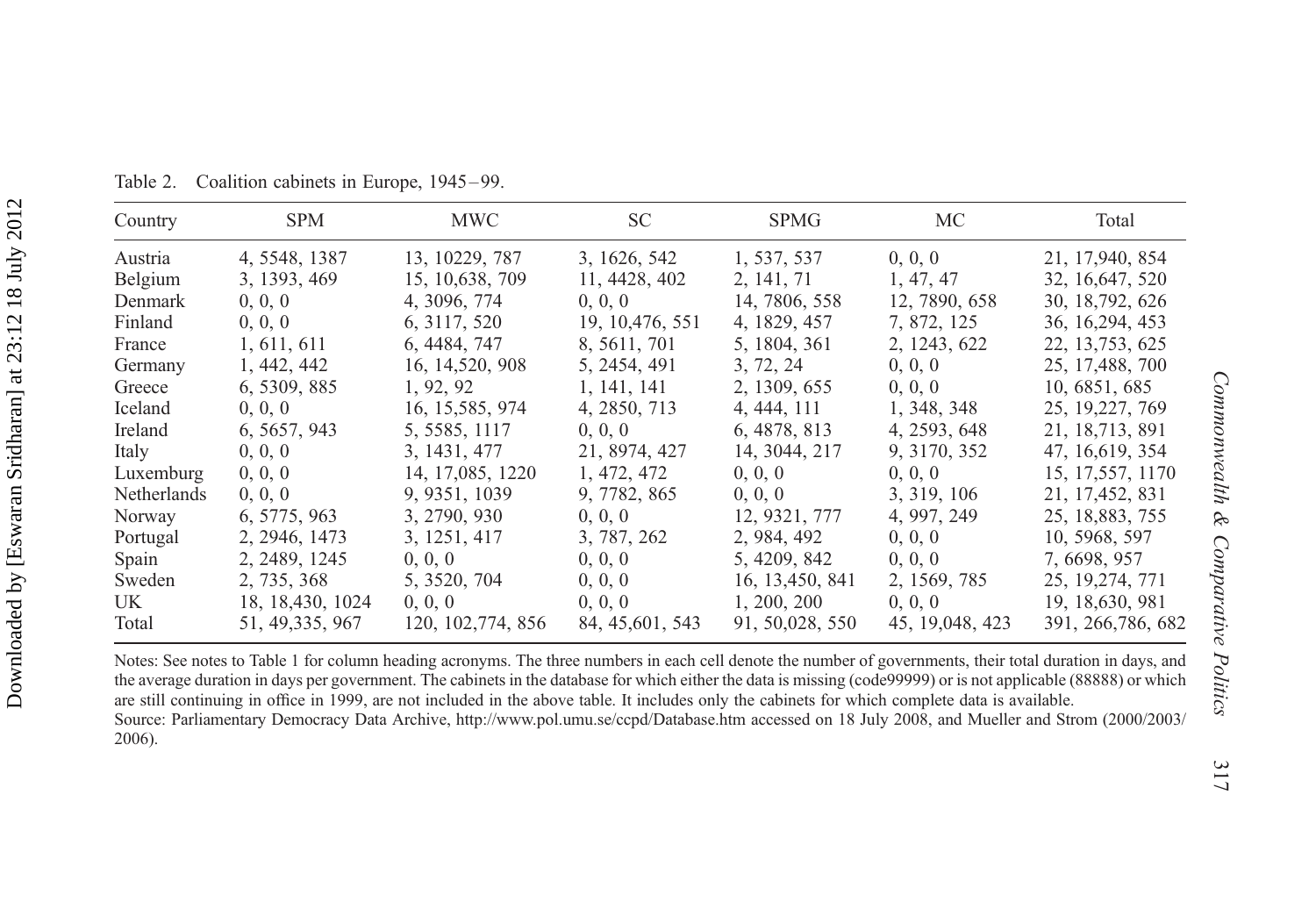Table 2. Coalition cabinets in Europe, 1945–99.

| Country | SPM | MWC | SC | SPMG | MC | Total |
|---|---|---|---|---|---|---|
| Austria | 4, 5548, 1387 | 13, 10229, 787 | 3, 1626, 542 | 1, 537, 537 | 0, 0, 0 | 21, 17,940, 854 |
| Belgium | 3, 1393, 469 | 15, 10,638, 709 | 11, 4428, 402 | 2, 141, 71 | 1, 47, 47 | 32, 16,647, 520 |
| Denmark | 0, 0, 0 | 4, 3096, 774 | 0, 0, 0 | 14, 7806, 558 | 12, 7890, 658 | 30, 18,792, 626 |
| Finland | 0, 0, 0 | 6, 3117, 520 | 19, 10,476, 551 | 4, 1829, 457 | 7, 872, 125 | 36, 16,294, 453 |
| France | 1, 611, 611 | 6, 4484, 747 | 8, 5611, 701 | 5, 1804, 361 | 2, 1243, 622 | 22, 13,753, 625 |
| Germany | 1, 442, 442 | 16, 14,520, 908 | 5, 2454, 491 | 3, 72, 24 | 0, 0, 0 | 25, 17,488, 700 |
| Greece | 6, 5309, 885 | 1, 92, 92 | 1, 141, 141 | 2, 1309, 655 | 0, 0, 0 | 10, 6851, 685 |
| Iceland | 0, 0, 0 | 16, 15,585, 974 | 4, 2850, 713 | 4, 444, 111 | 1, 348, 348 | 25, 19,227, 769 |
| Ireland | 6, 5657, 943 | 5, 5585, 1117 | 0, 0, 0 | 6, 4878, 813 | 4, 2593, 648 | 21, 18,713, 891 |
| Italy | 0, 0, 0 | 3, 1431, 477 | 21, 8974, 427 | 14, 3044, 217 | 9, 3170, 352 | 47, 16,619, 354 |
| Luxemburg | 0, 0, 0 | 14, 17,085, 1220 | 1, 472, 472 | 0, 0, 0 | 0, 0, 0 | 15, 17,557, 1170 |
| Netherlands | 0, 0, 0 | 9, 9351, 1039 | 9, 7782, 865 | 0, 0, 0 | 3, 319, 106 | 21, 17,452, 831 |
| Norway | 6, 5775, 963 | 3, 2790, 930 | 0, 0, 0 | 12, 9321, 777 | 4, 997, 249 | 25, 18,883, 755 |
| Portugal | 2, 2946, 1473 | 3, 1251, 417 | 3, 787, 262 | 2, 984, 492 | 0, 0, 0 | 10, 5968, 597 |
| Spain | 2, 2489, 1245 | 0, 0, 0 | 0, 0, 0 | 5, 4209, 842 | 0, 0, 0 | 7, 6698, 957 |
| Sweden | 2, 735, 368 | 5, 3520, 704 | 0, 0, 0 | 16, 13,450, 841 | 2, 1569, 785 | 25, 19,274, 771 |
| UK | 18, 18,430, 1024 | 0, 0, 0 | 0, 0, 0 | 1, 200, 200 | 0, 0, 0 | 19, 18,630, 981 |
| Total | 51, 49,335, 967 | 120, 102,774, 856 | 84, 45,601, 543 | 91, 50,028, 550 | 45, 19,048, 423 | 391, 266,786, 682 |

Notes: See notes to Table 1 for column heading acronyms. The three numbers in each cell denote the number of governments, their total duration in days, and the average duration in days per government. The cabinets in the database for which either the data is missing (code99999) or is not applicable (88888) or which are still continuing in office in 1999, are not included in the above table. It includes only the cabinets for which complete data is available.
Source: Parliamentary Democracy Data Archive, http://www.pol.umu.se/ccpd/Database.htm accessed on 18 July 2008, and Mueller and Strom (2000/2003/2006).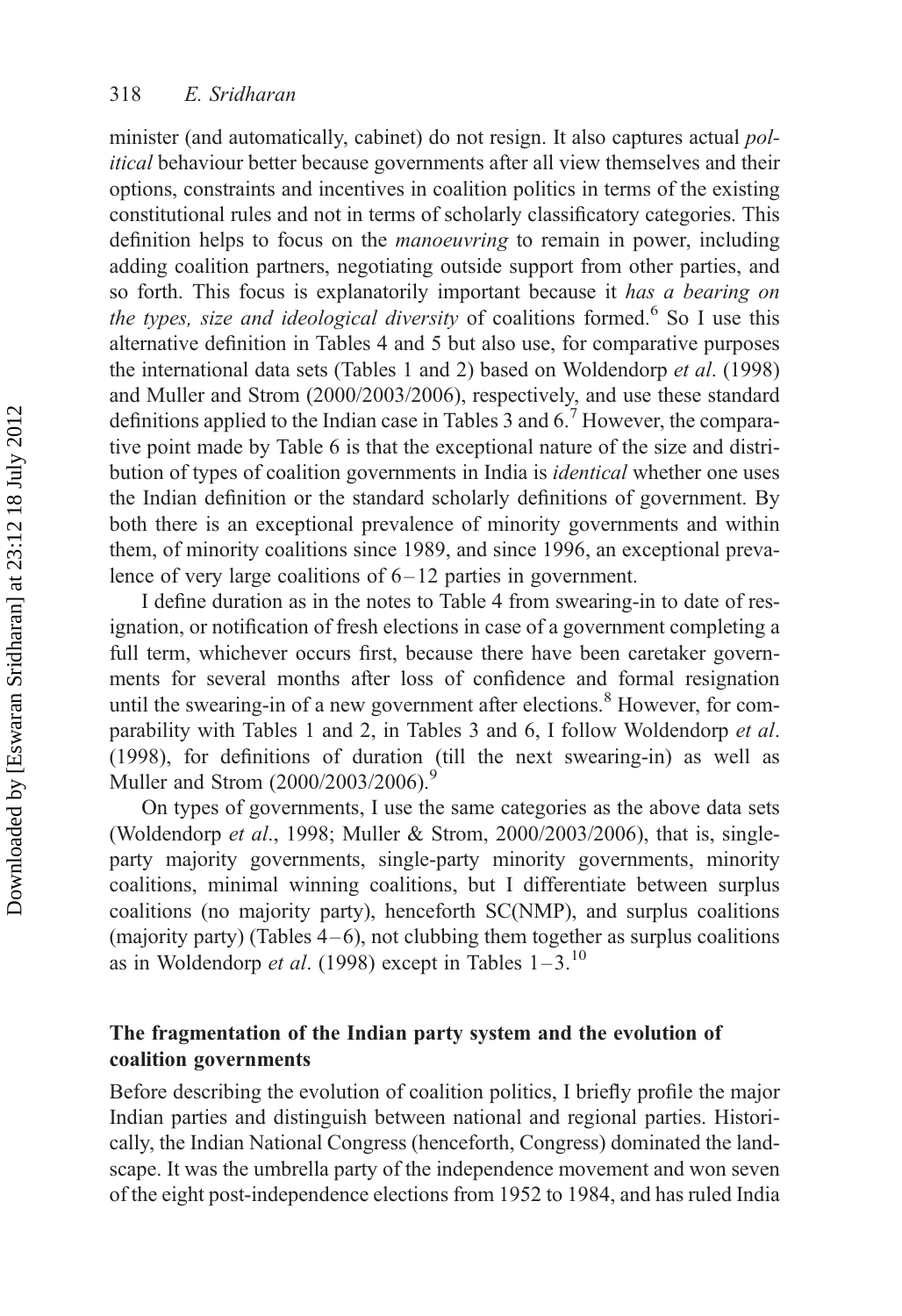minister (and automatically, cabinet) do not resign. It also captures actual *political* behaviour better because governments after all view themselves and their options, constraints and incentives in coalition politics in terms of the existing constitutional rules and not in terms of scholarly classificatory categories. This definition helps to focus on the *manoeuvring* to remain in power, including adding coalition partners, negotiating outside support from other parties, and so forth. This focus is explanatorily important because it *has a bearing on the types, size and ideological diversity* of coalitions formed.[6] So I use this alternative definition in Tables 4 and 5 but also use, for comparative purposes the international data sets (Tables 1 and 2) based on Woldendorp *et al*. (1998) and Muller and Strom (2000/2003/2006), respectively, and use these standard definitions applied to the Indian case in Tables 3 and 6.[7] However, the comparative point made by Table 6 is that the exceptional nature of the size and distribution of types of coalition governments in India is *identical* whether one uses the Indian definition or the standard scholarly definitions of government. By both there is an exceptional prevalence of minority governments and within them, of minority coalitions since 1989, and since 1996, an exceptional prevalence of very large coalitions of 6–12 parties in government.

I define duration as in the notes to Table 4 from swearing-in to date of resignation, or notification of fresh elections in case of a government completing a full term, whichever occurs first, because there have been caretaker governments for several months after loss of confidence and formal resignation until the swearing-in of a new government after elections.[8] However, for comparability with Tables 1 and 2, in Tables 3 and 6, I follow Woldendorp *et al*. (1998), for definitions of duration (till the next swearing-in) as well as Muller and Strom (2000/2003/2006).[9]

On types of governments, I use the same categories as the above data sets (Woldendorp *et al*., 1998; Muller & Strom, 2000/2003/2006), that is, single-party majority governments, single-party minority governments, minority coalitions, minimal winning coalitions, but I differentiate between surplus coalitions (no majority party), henceforth SC(NMP), and surplus coalitions (majority party) (Tables 4–6), not clubbing them together as surplus coalitions as in Woldendorp *et al*. (1998) except in Tables 1–3.[10]

## The fragmentation of the Indian party system and the evolution of coalition governments

Before describing the evolution of coalition politics, I briefly profile the major Indian parties and distinguish between national and regional parties. Historically, the Indian National Congress (henceforth, Congress) dominated the landscape. It was the umbrella party of the independence movement and won seven of the eight post-independence elections from 1952 to 1984, and has ruled India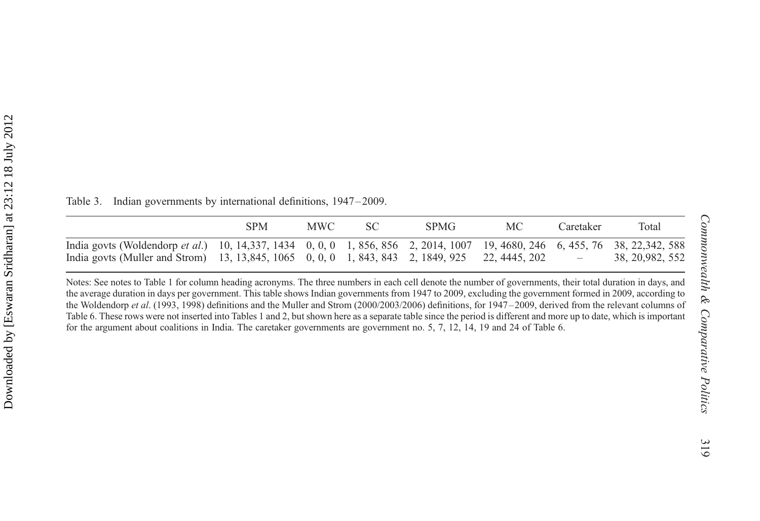Table 3. Indian governments by international definitions, 1947–2009.

| | SPM | MWC | SC | SPMG | MC | Caretaker | Total |
|---|---|---|---|---|---|---|---|
| India govts (Woldendorp *et al.*) | 10, 14,337, 1434 | 0, 0, 0 | 1, 856, 856 | 2, 2014, 1007 | 19, 4680, 246 | 6, 455, 76 | 38, 22,342, 588 |
| India govts (Muller and Strom) | 13, 13,845, 1065 | 0, 0, 0 | 1, 843, 843 | 2, 1849, 925 | 22, 4445, 202 | – | 38, 20,982, 552 |

Notes: See notes to Table 1 for column heading acronyms. The three numbers in each cell denote the number of governments, their total duration in days, and the average duration in days per government. This table shows Indian governments from 1947 to 2009, excluding the government formed in 2009, according to the Woldendorp *et al*. (1993, 1998) definitions and the Muller and Strom (2000/2003/2006) definitions, for 1947–2009, derived from the relevant columns of Table 6. These rows were not inserted into Tables 1 and 2, but shown here as a separate table since the period is different and more up to date, which is important for the argument about coalitions in India. The caretaker governments are government no. 5, 7, 12, 14, 19 and 24 of Table 6.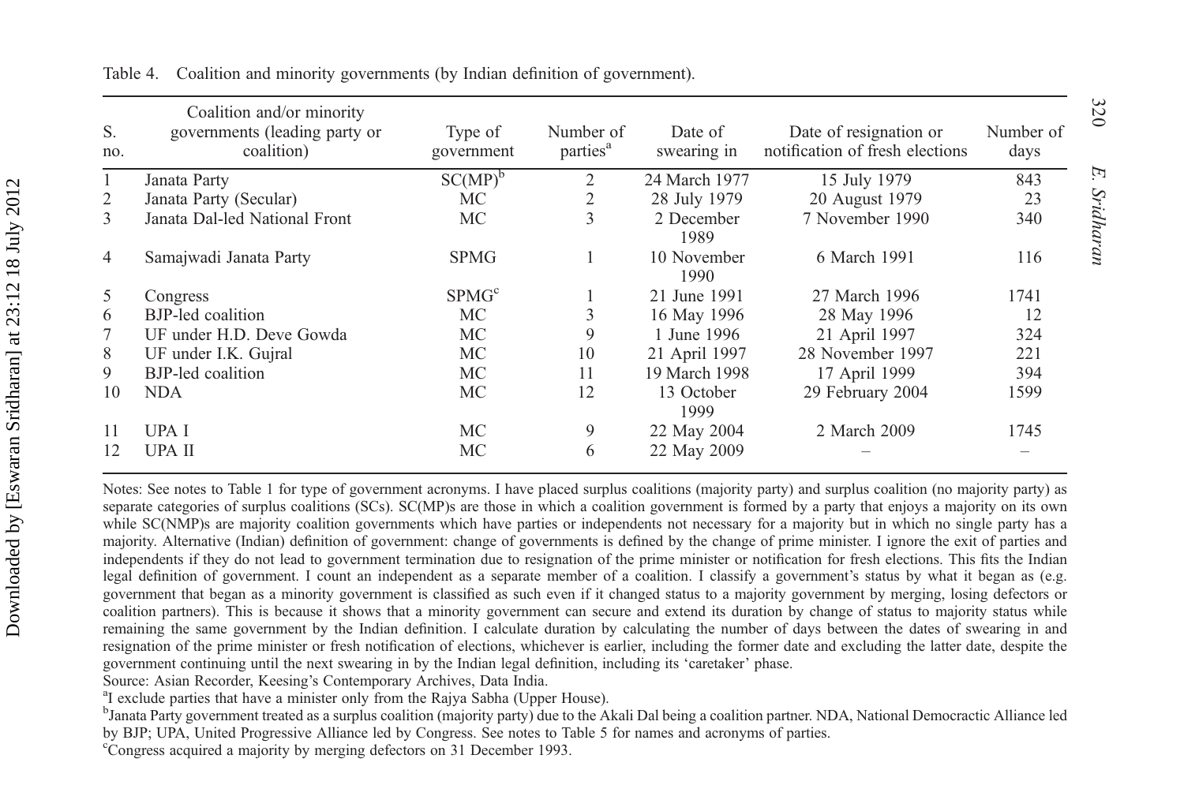Table 4. Coalition and minority governments (by Indian definition of government).

| S. no. | Coalition and/or minority governments (leading party or coalition) | Type of government | Number of parties[a] | Date of swearing in | Date of resignation or notification of fresh elections | Number of days |
|---|---|---|---|---|---|---|
| 1 | Janata Party | SC(MP)[b] | 2 | 24 March 1977 | 15 July 1979 | 843 |
| 2 | Janata Party (Secular) | MC | 2 | 28 July 1979 | 20 August 1979 | 23 |
| 3 | Janata Dal-led National Front | MC | 3 | 2 December 1989 | 7 November 1990 | 340 |
| 4 | Samajwadi Janata Party | SPMG | 1 | 10 November 1990 | 6 March 1991 | 116 |
| 5 | Congress | SPMG[c] | 1 | 21 June 1991 | 27 March 1996 | 1741 |
| 6 | BJP-led coalition | MC | 3 | 16 May 1996 | 28 May 1996 | 12 |
| 7 | UF under H.D. Deve Gowda | MC | 9 | 1 June 1996 | 21 April 1997 | 324 |
| 8 | UF under I.K. Gujral | MC | 10 | 21 April 1997 | 28 November 1997 | 221 |
| 9 | BJP-led coalition | MC | 11 | 19 March 1998 | 17 April 1999 | 394 |
| 10 | NDA | MC | 12 | 13 October 1999 | 29 February 2004 | 1599 |
| 11 | UPA I | MC | 9 | 22 May 2004 | 2 March 2009 | 1745 |
| 12 | UPA II | MC | 6 | 22 May 2009 | – | – |

Notes: See notes to Table 1 for type of government acronyms. I have placed surplus coalitions (majority party) and surplus coalition (no majority party) as separate categories of surplus coalitions (SCs). SC(MP)s are those in which a coalition government is formed by a party that enjoys a majority on its own while SC(NMP)s are majority coalition governments which have parties or independents not necessary for a majority but in which no single party has a majority. Alternative (Indian) definition of government: change of governments is defined by the change of prime minister. I ignore the exit of parties and independents if they do not lead to government termination due to resignation of the prime minister or notification for fresh elections. This fits the Indian legal definition of government. I count an independent as a separate member of a coalition. I classify a government's status by what it began as (e.g. government that began as a minority government is classified as such even if it changed status to a majority government by merging, losing defectors or coalition partners). This is because it shows that a minority government can secure and extend its duration by change of status to majority status while remaining the same government by the Indian definition. I calculate duration by calculating the number of days between the dates of swearing in and resignation of the prime minister or fresh notification of elections, whichever is earlier, including the former date and excluding the latter date, despite the government continuing until the next swearing in by the Indian legal definition, including its 'caretaker' phase.

Source: Asian Recorder, Keesing's Contemporary Archives, Data India.

[a]I exclude parties that have a minister only from the Rajya Sabha (Upper House).

[b]Janata Party government treated as a surplus coalition (majority party) due to the Akali Dal being a coalition partner. NDA, National Democractic Alliance led by BJP; UPA, United Progressive Alliance led by Congress. See notes to Table 5 for names and acronyms of parties.

[c]Congress acquired a majority by merging defectors on 31 December 1993.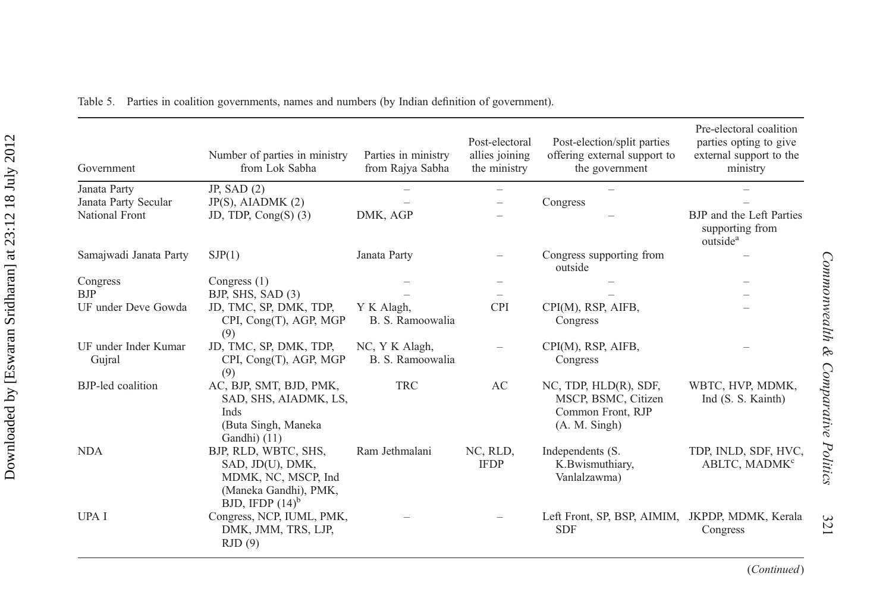Table 5. Parties in coalition governments, names and numbers (by Indian definition of government).

| Government | Number of parties in ministry from Lok Sabha | Parties in ministry from Rajya Sabha | Post-electoral allies joining the ministry | Post-election/split parties offering external support to the government | Pre-electoral coalition parties opting to give external support to the ministry |
|---|---|---|---|---|---|
| Janata Party | JP, SAD (2) | – | – | – | – |
| Janata Party Secular | JP(S), AIADMK (2) | – | – | Congress | – |
| National Front | JD, TDP, Cong(S) (3) | DMK, AGP | – | – | BJP and the Left Parties supporting from outside[a] |
| Samajwadi Janata Party | SJP(1) | Janata Party | – | Congress supporting from outside | – |
| Congress | Congress (1) | – | – | – | – |
| BJP | BJP, SHS, SAD (3) | – | – | – | – |
| UF under Deve Gowda | JD, TMC, SP, DMK, TDP, CPI, Cong(T), AGP, MGP (9) | Y K Alagh, B. S. Ramoowalia | CPI | CPI(M), RSP, AIFB, Congress | – |
| UF under Inder Kumar Gujral | JD, TMC, SP, DMK, TDP, CPI, Cong(T), AGP, MGP (9) | NC, Y K Alagh, B. S. Ramoowalia | – | CPI(M), RSP, AIFB, Congress | – |
| BJP-led coalition | AC, BJP, SMT, BJD, PMK, SAD, SHS, AIADMK, LS, Inds (Buta Singh, Maneka Gandhi) (11) | TRC | AC | NC, TDP, HLD(R), SDF, MSCP, BSMC, Citizen Common Front, RJP (A. M. Singh) | WBTC, HVP, MDMK, Ind (S. S. Kainth) |
| NDA | BJP, RLD, WBTC, SHS, SAD, JD(U), DMK, MDMK, NC, MSCP, Ind (Maneka Gandhi), PMK, BJD, IFDP (14)[b] | Ram Jethmalani | NC, RLD, IFDP | Independents (S. K.Bwismuthiary, Vanlalzawma) | TDP, INLD, SDF, HVC, ABLTC, MADMK[c] |
| UPA I | Congress, NCP, IUML, PMK, DMK, JMM, TRS, LJP, RJD (9) | – | – | Left Front, SP, BSP, AIMIM, SDF | JKPDP, MDMK, Kerala Congress |

(*Continued*)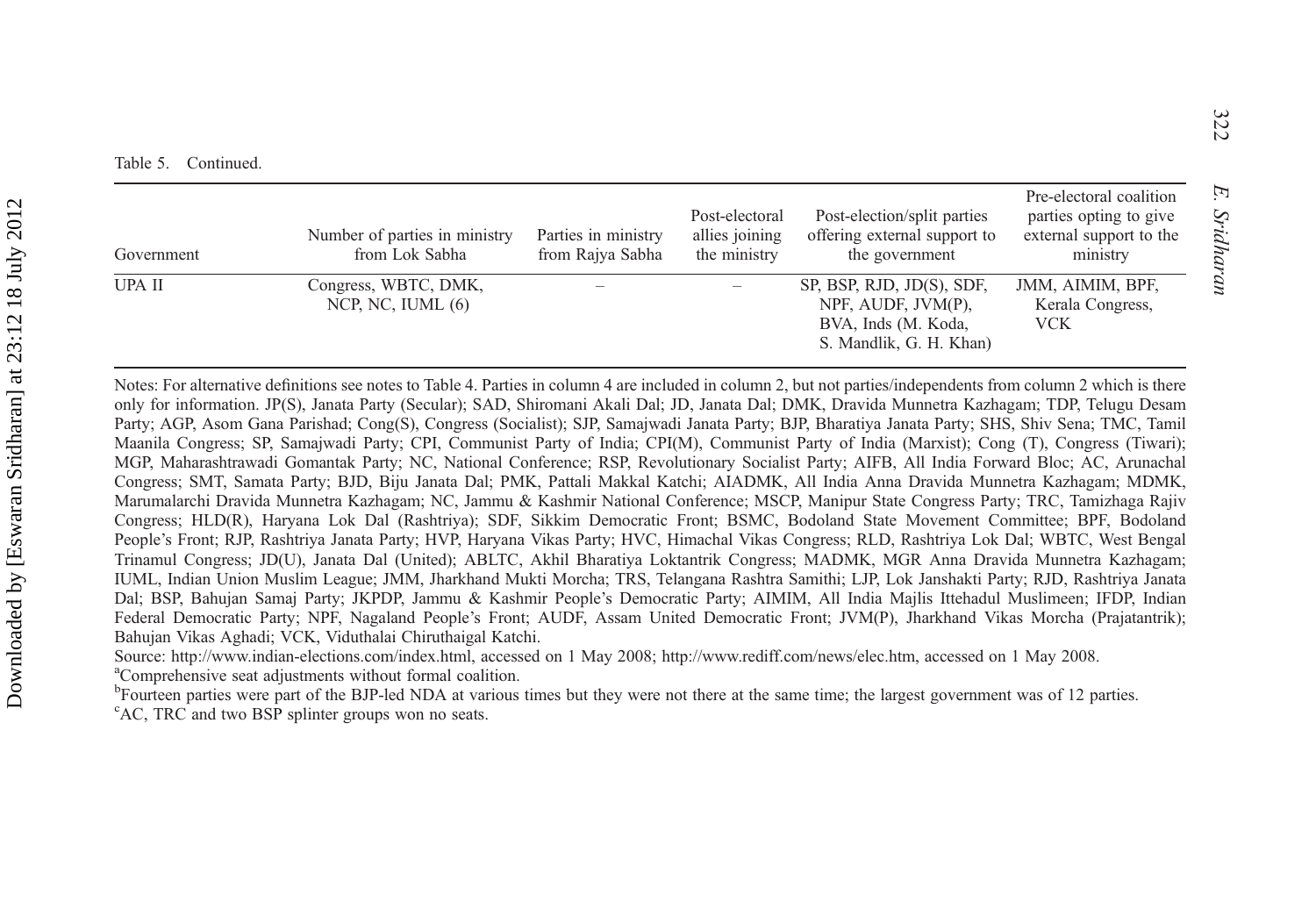Table 5. Continued.

| Government | Number of parties in ministry from Lok Sabha | Parties in ministry from Rajya Sabha | Post-electoral allies joining the ministry | Post-election/split parties offering external support to the government | Pre-electoral coalition parties opting to give external support to the ministry |
|---|---|---|---|---|---|
| UPA II | Congress, WBTC, DMK, NCP, NC, IUML (6) | – | – | SP, BSP, RJD, JD(S), SDF, NPF, AUDF, JVM(P), BVA, Inds (M. Koda, S. Mandlik, G. H. Khan) | JMM, AIMIM, BPF, Kerala Congress, VCK |

Notes: For alternative definitions see notes to Table 4. Parties in column 4 are included in column 2, but not parties/independents from column 2 which is there only for information. JP(S), Janata Party (Secular); SAD, Shiromani Akali Dal; JD, Janata Dal; DMK, Dravida Munnetra Kazhagam; TDP, Telugu Desam Party; AGP, Asom Gana Parishad; Cong(S), Congress (Socialist); SJP, Samajwadi Janata Party; BJP, Bharatiya Janata Party; SHS, Shiv Sena; TMC, Tamil Maanila Congress; SP, Samajwadi Party; CPI, Communist Party of India; CPI(M), Communist Party of India (Marxist); Cong (T), Congress (Tiwari); MGP, Maharashtrawadi Gomantak Party; NC, National Conference; RSP, Revolutionary Socialist Party; AIFB, All India Forward Bloc; AC, Arunachal Congress; SMT, Samata Party; BJD, Biju Janata Dal; PMK, Pattali Makkal Katchi; AIADMK, All India Anna Dravida Munnetra Kazhagam; MDMK, Marumalarchi Dravida Munnetra Kazhagam; NC, Jammu & Kashmir National Conference; MSCP, Manipur State Congress Party; TRC, Tamizhaga Rajiv Congress; HLD(R), Haryana Lok Dal (Rashtriya); SDF, Sikkim Democratic Front; BSMC, Bodoland State Movement Committee; BPF, Bodoland People's Front; RJP, Rashtriya Janata Party; HVP, Haryana Vikas Party; HVC, Himachal Vikas Congress; RLD, Rashtriya Lok Dal; WBTC, West Bengal Trinamul Congress; JD(U), Janata Dal (United); ABLTC, Akhil Bharatiya Loktantrik Congress; MADMK, MGR Anna Dravida Munnetra Kazhagam; IUML, Indian Union Muslim League; JMM, Jharkhand Mukti Morcha; TRS, Telangana Rashtra Samithi; LJP, Lok Janshakti Party; RJD, Rashtriya Janata Dal; BSP, Bahujan Samaj Party; JKPDP, Jammu & Kashmir People's Democratic Party; AIMIM, All India Majlis Ittehadul Muslimeen; IFDP, Indian Federal Democratic Party; NPF, Nagaland People's Front; AUDF, Assam United Democratic Front; JVM(P), Jharkhand Vikas Morcha (Prajatantrik); Bahujan Vikas Aghadi; VCK, Viduthalai Chiruthaigal Katchi.

Source: http://www.indian-elections.com/index.html, accessed on 1 May 2008; http://www.rediff.com/news/elec.htm, accessed on 1 May 2008.

[a]Comprehensive seat adjustments without formal coalition.

[b]Fourteen parties were part of the BJP-led NDA at various times but they were not there at the same time; the largest government was of 12 parties.

[c]AC, TRC and two BSP splinter groups won no seats.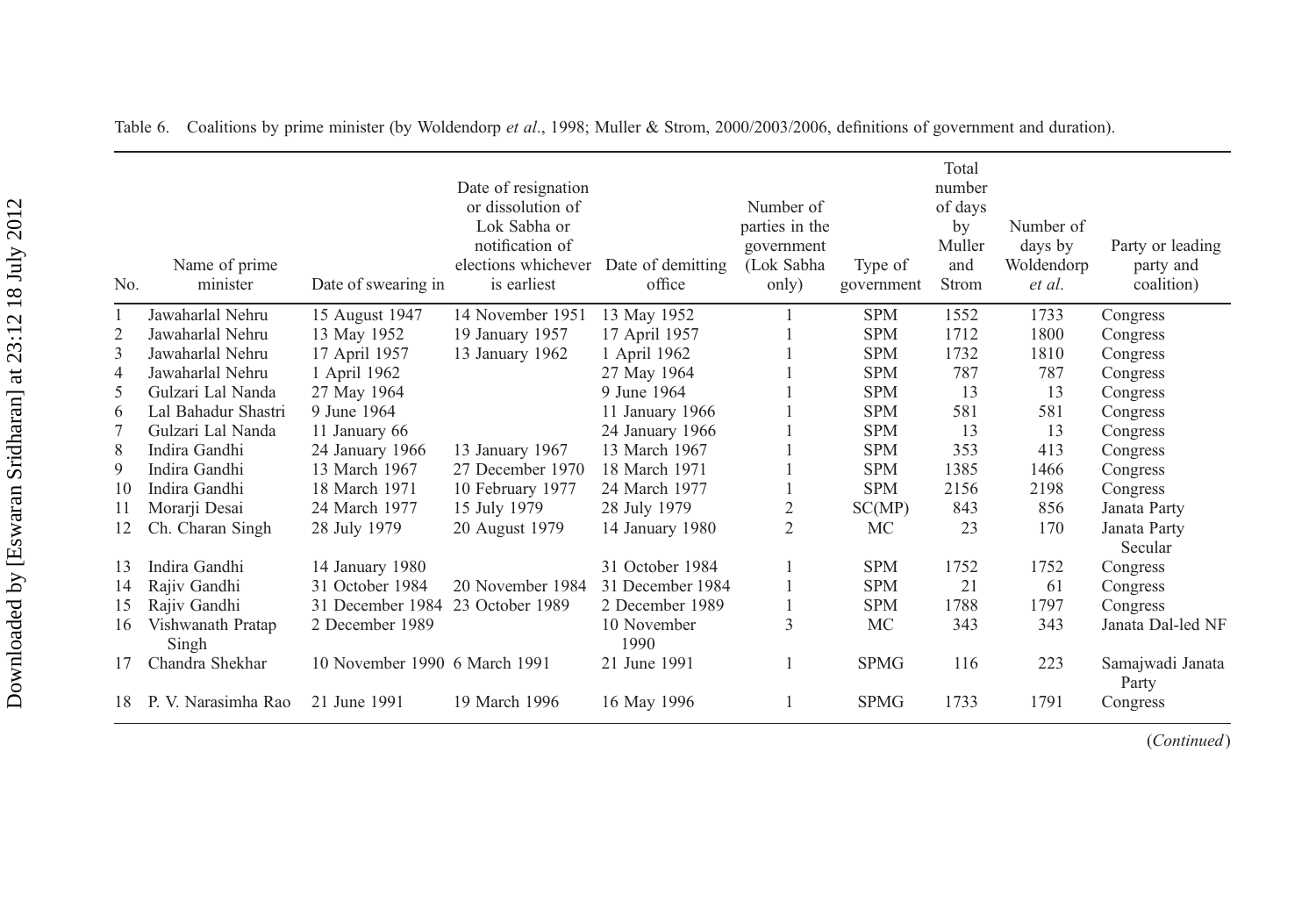Table 6. Coalitions by prime minister (by Woldendorp *et al*., 1998; Muller & Strom, 2000/2003/2006, definitions of government and duration).

| No. | Name of prime minister | Date of swearing in | Date of resignation or dissolution of Lok Sabha or notification of elections whichever is earliest | Date of demitting office | Number of parties in the government (Lok Sabha only) | Type of government | Total number of days by Muller and Strom | Number of days by Woldendorp *et al*. | Party or leading party and coalition) |
|---|---|---|---|---|---|---|---|---|---|
| 1 | Jawaharlal Nehru | 15 August 1947 | 14 November 1951 | 13 May 1952 | 1 | SPM | 1552 | 1733 | Congress |
| 2 | Jawaharlal Nehru | 13 May 1952 | 19 January 1957 | 17 April 1957 | 1 | SPM | 1712 | 1800 | Congress |
| 3 | Jawaharlal Nehru | 17 April 1957 | 13 January 1962 | 1 April 1962 | 1 | SPM | 1732 | 1810 | Congress |
| 4 | Jawaharlal Nehru | 1 April 1962 | | 27 May 1964 | 1 | SPM | 787 | 787 | Congress |
| 5 | Gulzari Lal Nanda | 27 May 1964 | | 9 June 1964 | 1 | SPM | 13 | 13 | Congress |
| 6 | Lal Bahadur Shastri | 9 June 1964 | | 11 January 1966 | 1 | SPM | 581 | 581 | Congress |
| 7 | Gulzari Lal Nanda | 11 January 66 | | 24 January 1966 | 1 | SPM | 13 | 13 | Congress |
| 8 | Indira Gandhi | 24 January 1966 | 13 January 1967 | 13 March 1967 | 1 | SPM | 353 | 413 | Congress |
| 9 | Indira Gandhi | 13 March 1967 | 27 December 1970 | 18 March 1971 | 1 | SPM | 1385 | 1466 | Congress |
| 10 | Indira Gandhi | 18 March 1971 | 10 February 1977 | 24 March 1977 | 1 | SPM | 2156 | 2198 | Congress |
| 11 | Morarji Desai | 24 March 1977 | 15 July 1979 | 28 July 1979 | 2 | SC(MP) | 843 | 856 | Janata Party |
| 12 | Ch. Charan Singh | 28 July 1979 | 20 August 1979 | 14 January 1980 | 2 | MC | 23 | 170 | Janata Party Secular |
| 13 | Indira Gandhi | 14 January 1980 | | 31 October 1984 | 1 | SPM | 1752 | 1752 | Congress |
| 14 | Rajiv Gandhi | 31 October 1984 | 20 November 1984 | 31 December 1984 | 1 | SPM | 21 | 61 | Congress |
| 15 | Rajiv Gandhi | 31 December 1984 | 23 October 1989 | 2 December 1989 | 1 | SPM | 1788 | 1797 | Congress |
| 16 | Vishwanath Pratap Singh | 2 December 1989 | | 10 November 1990 | 3 | MC | 343 | 343 | Janata Dal-led NF |
| 17 | Chandra Shekhar | 10 November 1990 | 6 March 1991 | 21 June 1991 | 1 | SPMG | 116 | 223 | Samajwadi Janata Party |
| 18 | P. V. Narasimha Rao | 21 June 1991 | 19 March 1996 | 16 May 1996 | 1 | SPMG | 1733 | 1791 | Congress |

(*Continued*)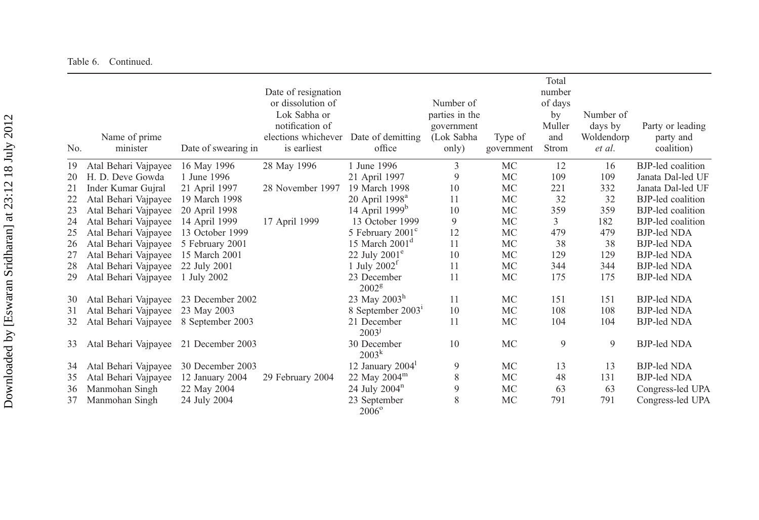Table 6. Continued.

| No. | Name of prime minister | Date of swearing in | Date of resignation or dissolution of Lok Sabha or notification of elections whichever is earliest | Date of demitting office | Number of parties in the government (Lok Sabha only) | Type of government | Total number of days by Muller and Strom | Number of days by Woldendorp *et al.* | Party or leading party and coalition) |
|---|---|---|---|---|---|---|---|---|---|
| 19 | Atal Behari Vajpayee | 16 May 1996 | 28 May 1996 | 1 June 1996 | 3 | MC | 12 | 16 | BJP-led coalition |
| 20 | H. D. Deve Gowda | 1 June 1996 | | 21 April 1997 | 9 | MC | 109 | 109 | Janata Dal-led UF |
| 21 | Inder Kumar Gujral | 21 April 1997 | 28 November 1997 | 19 March 1998 | 10 | MC | 221 | 332 | Janata Dal-led UF |
| 22 | Atal Behari Vajpayee | 19 March 1998 | | 20 April 1998[a] | 11 | MC | 32 | 32 | BJP-led coalition |
| 23 | Atal Behari Vajpayee | 20 April 1998 | | 14 April 1999[b] | 10 | MC | 359 | 359 | BJP-led coalition |
| 24 | Atal Behari Vajpayee | 14 April 1999 | 17 April 1999 | 13 October 1999 | 9 | MC | 3 | 182 | BJP-led coalition |
| 25 | Atal Behari Vajpayee | 13 October 1999 | | 5 February 2001[c] | 12 | MC | 479 | 479 | BJP-led NDA |
| 26 | Atal Behari Vajpayee | 5 February 2001 | | 15 March 2001[d] | 11 | MC | 38 | 38 | BJP-led NDA |
| 27 | Atal Behari Vajpayee | 15 March 2001 | | 22 July 2001[e] | 10 | MC | 129 | 129 | BJP-led NDA |
| 28 | Atal Behari Vajpayee | 22 July 2001 | | 1 July 2002[f] | 11 | MC | 344 | 344 | BJP-led NDA |
| 29 | Atal Behari Vajpayee | 1 July 2002 | | 23 December 2002[g] | 11 | MC | 175 | 175 | BJP-led NDA |
| 30 | Atal Behari Vajpayee | 23 December 2002 | | 23 May 2003[h] | 11 | MC | 151 | 151 | BJP-led NDA |
| 31 | Atal Behari Vajpayee | 23 May 2003 | | 8 September 2003[i] | 10 | MC | 108 | 108 | BJP-led NDA |
| 32 | Atal Behari Vajpayee | 8 September 2003 | | 21 December 2003[j] | 11 | MC | 104 | 104 | BJP-led NDA |
| 33 | Atal Behari Vajpayee | 21 December 2003 | | 30 December 2003[k] | 10 | MC | 9 | 9 | BJP-led NDA |
| 34 | Atal Behari Vajpayee | 30 December 2003 | | 12 January 2004[l] | 9 | MC | 13 | 13 | BJP-led NDA |
| 35 | Atal Behari Vajpayee | 12 January 2004 | 29 February 2004 | 22 May 2004[m] | 8 | MC | 48 | 131 | BJP-led NDA |
| 36 | Manmohan Singh | 22 May 2004 | | 24 July 2004[n] | 9 | MC | 63 | 63 | Congress-led UPA |
| 37 | Manmohan Singh | 24 July 2004 | | 23 September 2006[o] | 8 | MC | 791 | 791 | Congress-led UPA |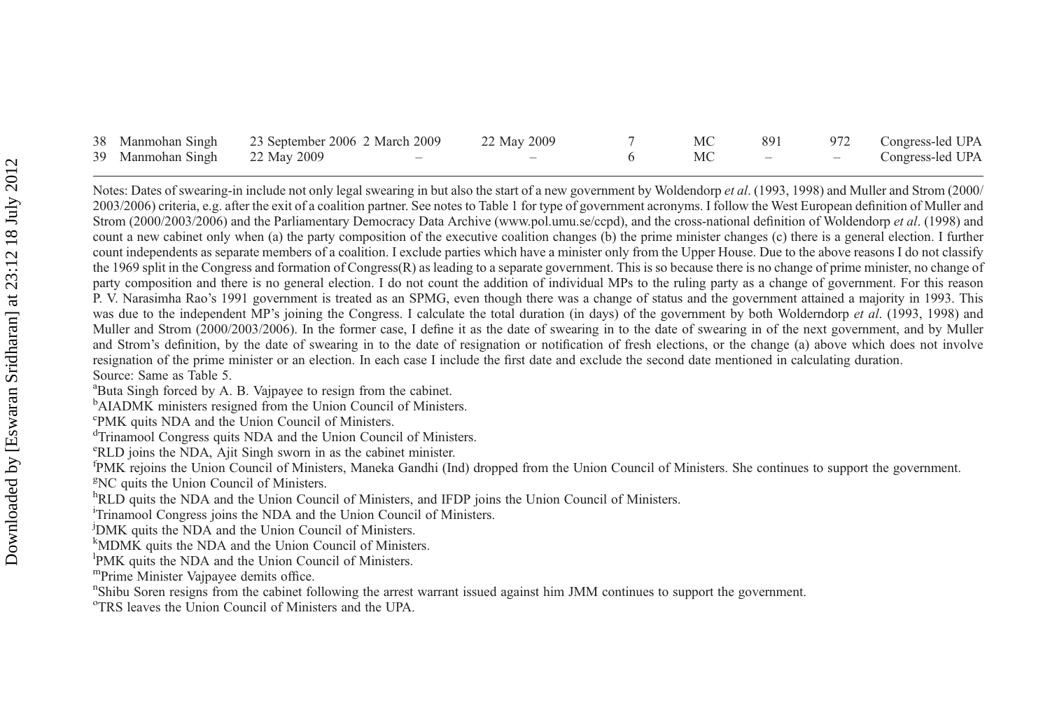| | | | | | | | | | |
|---|---|---|---|---|---|---|---|---|---|
| 38 | Manmohan Singh | 23 September 2006 | 2 March 2009 | 22 May 2009 | 7 | MC | 891 | 972 | Congress-led UPA |
| 39 | Manmohan Singh | 22 May 2009 | – | – | 6 | MC | – | – | Congress-led UPA |

Notes: Dates of swearing-in include not only legal swearing in but also the start of a new government by Woldendorp *et al*. (1993, 1998) and Muller and Strom (2000/2003/2006) criteria, e.g. after the exit of a coalition partner. See notes to Table 1 for type of government acronyms. I follow the West European definition of Muller and Strom (2000/2003/2006) and the Parliamentary Democracy Data Archive (www.pol.umu.se/ccpd), and the cross-national definition of Woldendorp *et al*. (1998) and count a new cabinet only when (a) the party composition of the executive coalition changes (b) the prime minister changes (c) there is a general election. I further count independents as separate members of a coalition. I exclude parties which have a minister only from the Upper House. Due to the above reasons I do not classify the 1969 split in the Congress and formation of Congress(R) as leading to a separate government. This is so because there is no change of prime minister, no change of party composition and there is no general election. I do not count the addition of individual MPs to the ruling party as a change of government. For this reason P. V. Narasimha Rao's 1991 government is treated as an SPMG, even though there was a change of status and the government attained a majority in 1993. This was due to the independent MP's joining the Congress. I calculate the total duration (in days) of the government by both Wolderndorp *et al*. (1993, 1998) and Muller and Strom (2000/2003/2006). In the former case, I define it as the date of swearing in to the date of swearing in of the next government, and by Muller and Strom's definition, by the date of swearing in to the date of resignation or notification of fresh elections, or the change (a) above which does not involve resignation of the prime minister or an election. In each case I include the first date and exclude the second date mentioned in calculating duration.

Source: Same as Table 5.

[a]Buta Singh forced by A. B. Vajpayee to resign from the cabinet.

[b]AIADMK ministers resigned from the Union Council of Ministers.

[c]PMK quits NDA and the Union Council of Ministers.

[d]Trinamool Congress quits NDA and the Union Council of Ministers.

[e]RLD joins the NDA, Ajit Singh sworn in as the cabinet minister.

[f]PMK rejoins the Union Council of Ministers, Maneka Gandhi (Ind) dropped from the Union Council of Ministers. She continues to support the government.

[g]NC quits the Union Council of Ministers.

[h]RLD quits the NDA and the Union Council of Ministers, and IFDP joins the Union Council of Ministers.

[i]Trinamool Congress joins the NDA and the Union Council of Ministers.

[j]DMK quits the NDA and the Union Council of Ministers.

[k]MDMK quits the NDA and the Union Council of Ministers.

[l]PMK quits the NDA and the Union Council of Ministers.

[m]Prime Minister Vajpayee demits office.

[n]Shibu Soren resigns from the cabinet following the arrest warrant issued against him JMM continues to support the government.

[o]TRS leaves the Union Council of Ministers and the UPA.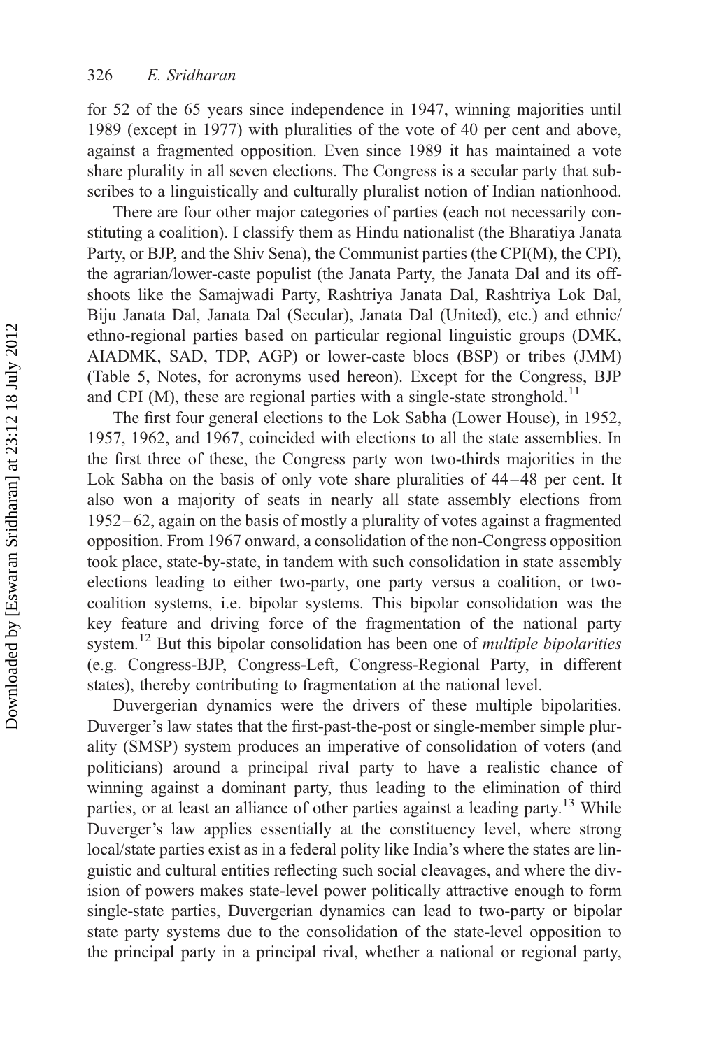for 52 of the 65 years since independence in 1947, winning majorities until 1989 (except in 1977) with pluralities of the vote of 40 per cent and above, against a fragmented opposition. Even since 1989 it has maintained a vote share plurality in all seven elections. The Congress is a secular party that subscribes to a linguistically and culturally pluralist notion of Indian nationhood.

There are four other major categories of parties (each not necessarily constituting a coalition). I classify them as Hindu nationalist (the Bharatiya Janata Party, or BJP, and the Shiv Sena), the Communist parties (the CPI(M), the CPI), the agrarian/lower-caste populist (the Janata Party, the Janata Dal and its offshoots like the Samajwadi Party, Rashtriya Janata Dal, Rashtriya Lok Dal, Biju Janata Dal, Janata Dal (Secular), Janata Dal (United), etc.) and ethnic/ethno-regional parties based on particular regional linguistic groups (DMK, AIADMK, SAD, TDP, AGP) or lower-caste blocs (BSP) or tribes (JMM) (Table 5, Notes, for acronyms used hereon). Except for the Congress, BJP and CPI (M), these are regional parties with a single-state stronghold.[11]

The first four general elections to the Lok Sabha (Lower House), in 1952, 1957, 1962, and 1967, coincided with elections to all the state assemblies. In the first three of these, the Congress party won two-thirds majorities in the Lok Sabha on the basis of only vote share pluralities of 44–48 per cent. It also won a majority of seats in nearly all state assembly elections from 1952–62, again on the basis of mostly a plurality of votes against a fragmented opposition. From 1967 onward, a consolidation of the non-Congress opposition took place, state-by-state, in tandem with such consolidation in state assembly elections leading to either two-party, one party versus a coalition, or two-coalition systems, i.e. bipolar systems. This bipolar consolidation was the key feature and driving force of the fragmentation of the national party system.[12] But this bipolar consolidation has been one of *multiple bipolarities* (e.g. Congress-BJP, Congress-Left, Congress-Regional Party, in different states), thereby contributing to fragmentation at the national level.

Duvergerian dynamics were the drivers of these multiple bipolarities. Duverger's law states that the first-past-the-post or single-member simple plurality (SMSP) system produces an imperative of consolidation of voters (and politicians) around a principal rival party to have a realistic chance of winning against a dominant party, thus leading to the elimination of third parties, or at least an alliance of other parties against a leading party.[13] While Duverger's law applies essentially at the constituency level, where strong local/state parties exist as in a federal polity like India's where the states are linguistic and cultural entities reflecting such social cleavages, and where the division of powers makes state-level power politically attractive enough to form single-state parties, Duvergerian dynamics can lead to two-party or bipolar state party systems due to the consolidation of the state-level opposition to the principal party in a principal rival, whether a national or regional party,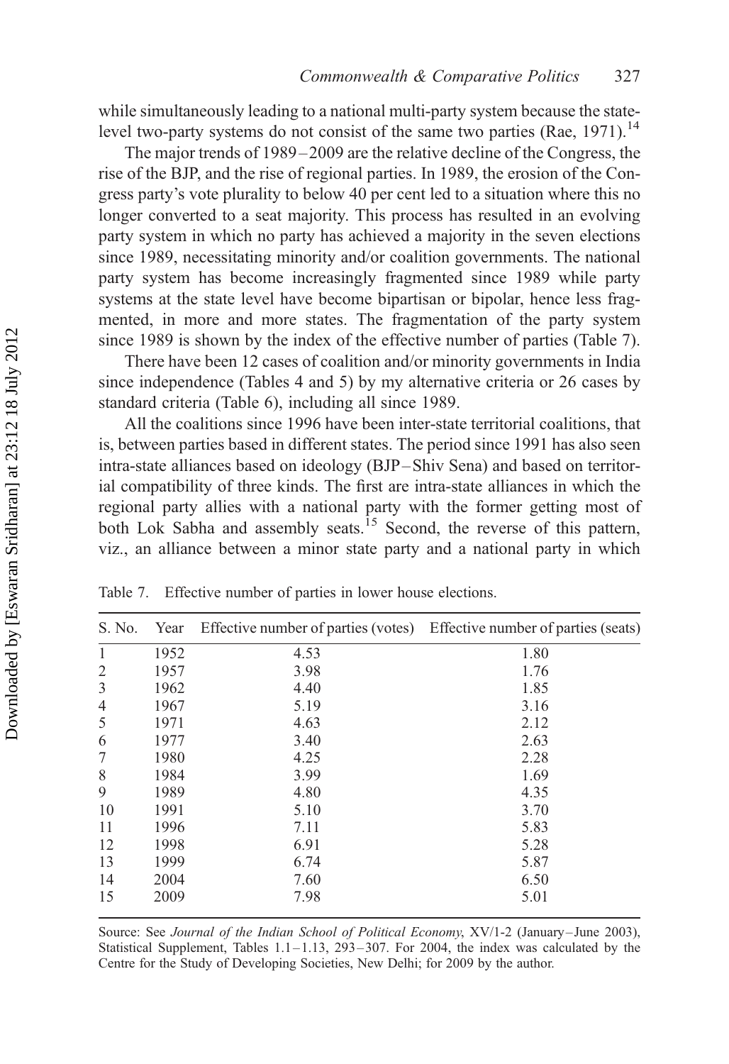while simultaneously leading to a national multi-party system because the state-level two-party systems do not consist of the same two parties (Rae, 1971).[14]

The major trends of 1989–2009 are the relative decline of the Congress, the rise of the BJP, and the rise of regional parties. In 1989, the erosion of the Congress party's vote plurality to below 40 per cent led to a situation where this no longer converted to a seat majority. This process has resulted in an evolving party system in which no party has achieved a majority in the seven elections since 1989, necessitating minority and/or coalition governments. The national party system has become increasingly fragmented since 1989 while party systems at the state level have become bipartisan or bipolar, hence less fragmented, in more and more states. The fragmentation of the party system since 1989 is shown by the index of the effective number of parties (Table 7).

There have been 12 cases of coalition and/or minority governments in India since independence (Tables 4 and 5) by my alternative criteria or 26 cases by standard criteria (Table 6), including all since 1989.

All the coalitions since 1996 have been inter-state territorial coalitions, that is, between parties based in different states. The period since 1991 has also seen intra-state alliances based on ideology (BJP–Shiv Sena) and based on territorial compatibility of three kinds. The first are intra-state alliances in which the regional party allies with a national party with the former getting most of both Lok Sabha and assembly seats.[15] Second, the reverse of this pattern, viz., an alliance between a minor state party and a national party in which

Table 7. Effective number of parties in lower house elections.

| S. No. | Year | Effective number of parties (votes) | Effective number of parties (seats) |
|---|---|---|---|
| 1 | 1952 | 4.53 | 1.80 |
| 2 | 1957 | 3.98 | 1.76 |
| 3 | 1962 | 4.40 | 1.85 |
| 4 | 1967 | 5.19 | 3.16 |
| 5 | 1971 | 4.63 | 2.12 |
| 6 | 1977 | 3.40 | 2.63 |
| 7 | 1980 | 4.25 | 2.28 |
| 8 | 1984 | 3.99 | 1.69 |
| 9 | 1989 | 4.80 | 4.35 |
| 10 | 1991 | 5.10 | 3.70 |
| 11 | 1996 | 7.11 | 5.83 |
| 12 | 1998 | 6.91 | 5.28 |
| 13 | 1999 | 6.74 | 5.87 |
| 14 | 2004 | 7.60 | 6.50 |
| 15 | 2009 | 7.98 | 5.01 |

Source: See *Journal of the Indian School of Political Economy*, XV/1-2 (January–June 2003), Statistical Supplement, Tables 1.1–1.13, 293–307. For 2004, the index was calculated by the Centre for the Study of Developing Societies, New Delhi; for 2009 by the author.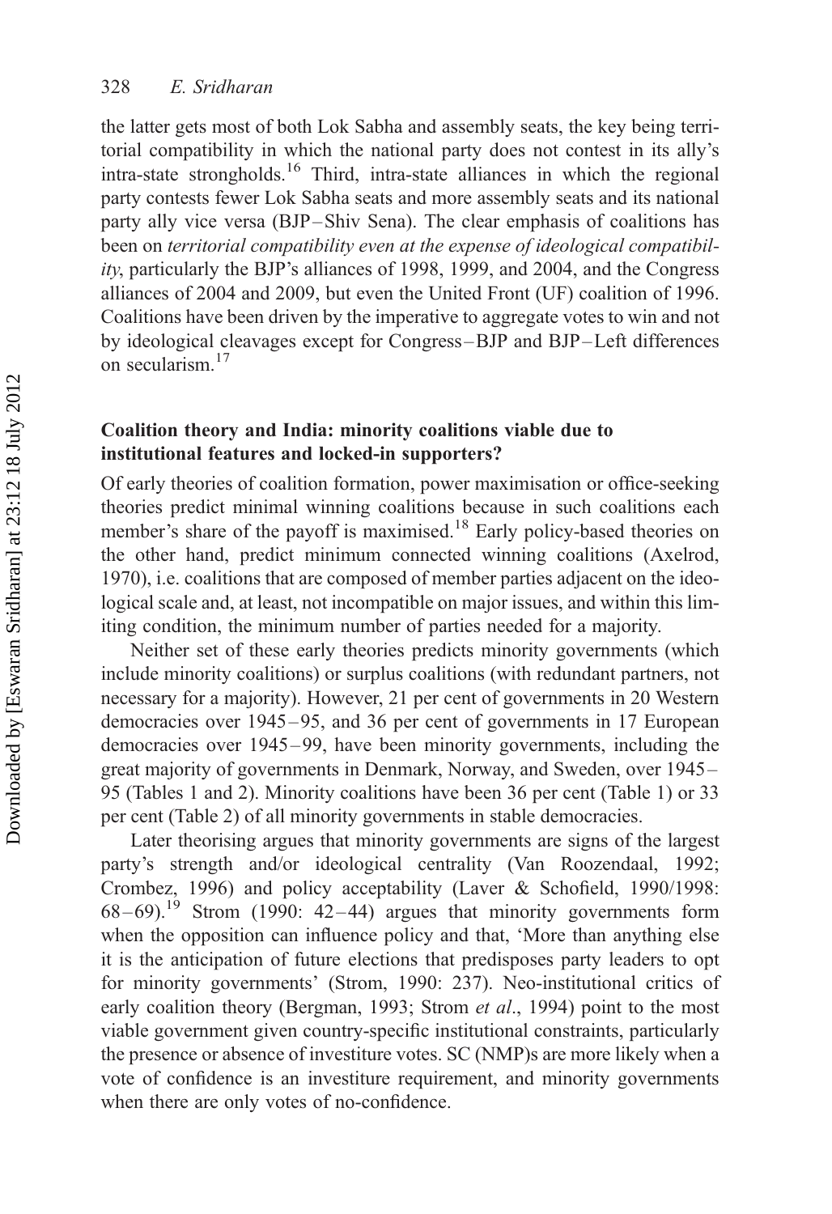the latter gets most of both Lok Sabha and assembly seats, the key being territorial compatibility in which the national party does not contest in its ally's intra-state strongholds.[16] Third, intra-state alliances in which the regional party contests fewer Lok Sabha seats and more assembly seats and its national party ally vice versa (BJP–Shiv Sena). The clear emphasis of coalitions has been on *territorial compatibility even at the expense of ideological compatibility*, particularly the BJP's alliances of 1998, 1999, and 2004, and the Congress alliances of 2004 and 2009, but even the United Front (UF) coalition of 1996. Coalitions have been driven by the imperative to aggregate votes to win and not by ideological cleavages except for Congress–BJP and BJP–Left differences on secularism.[17]

### Coalition theory and India: minority coalitions viable due to institutional features and locked-in supporters?

Of early theories of coalition formation, power maximisation or office-seeking theories predict minimal winning coalitions because in such coalitions each member's share of the payoff is maximised.[18] Early policy-based theories on the other hand, predict minimum connected winning coalitions (Axelrod, 1970), i.e. coalitions that are composed of member parties adjacent on the ideological scale and, at least, not incompatible on major issues, and within this limiting condition, the minimum number of parties needed for a majority.

Neither set of these early theories predicts minority governments (which include minority coalitions) or surplus coalitions (with redundant partners, not necessary for a majority). However, 21 per cent of governments in 20 Western democracies over 1945–95, and 36 per cent of governments in 17 European democracies over 1945–99, have been minority governments, including the great majority of governments in Denmark, Norway, and Sweden, over 1945–95 (Tables 1 and 2). Minority coalitions have been 36 per cent (Table 1) or 33 per cent (Table 2) of all minority governments in stable democracies.

Later theorising argues that minority governments are signs of the largest party's strength and/or ideological centrality (Van Roozendaal, 1992; Crombez, 1996) and policy acceptability (Laver & Schofield, 1990/1998: 68–69).[19] Strom (1990: 42–44) argues that minority governments form when the opposition can influence policy and that, 'More than anything else it is the anticipation of future elections that predisposes party leaders to opt for minority governments' (Strom, 1990: 237). Neo-institutional critics of early coalition theory (Bergman, 1993; Strom *et al*., 1994) point to the most viable government given country-specific institutional constraints, particularly the presence or absence of investiture votes. SC (NMP)s are more likely when a vote of confidence is an investiture requirement, and minority governments when there are only votes of no-confidence.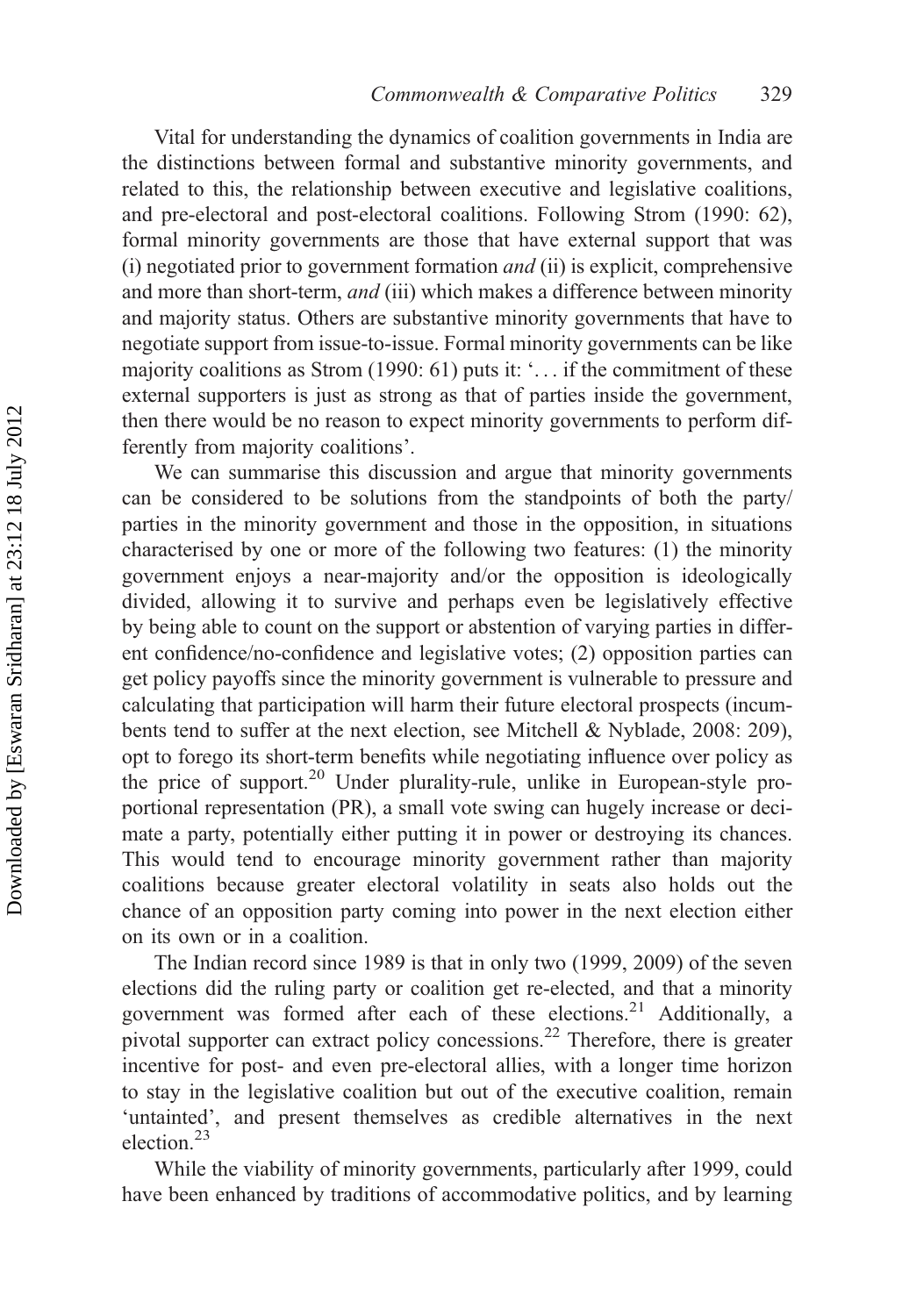Vital for understanding the dynamics of coalition governments in India are the distinctions between formal and substantive minority governments, and related to this, the relationship between executive and legislative coalitions, and pre-electoral and post-electoral coalitions. Following Strom (1990: 62), formal minority governments are those that have external support that was (i) negotiated prior to government formation *and* (ii) is explicit, comprehensive and more than short-term, *and* (iii) which makes a difference between minority and majority status. Others are substantive minority governments that have to negotiate support from issue-to-issue. Formal minority governments can be like majority coalitions as Strom (1990: 61) puts it: '... if the commitment of these external supporters is just as strong as that of parties inside the government, then there would be no reason to expect minority governments to perform differently from majority coalitions'.

We can summarise this discussion and argue that minority governments can be considered to be solutions from the standpoints of both the party/parties in the minority government and those in the opposition, in situations characterised by one or more of the following two features: (1) the minority government enjoys a near-majority and/or the opposition is ideologically divided, allowing it to survive and perhaps even be legislatively effective by being able to count on the support or abstention of varying parties in different confidence/no-confidence and legislative votes; (2) opposition parties can get policy payoffs since the minority government is vulnerable to pressure and calculating that participation will harm their future electoral prospects (incumbents tend to suffer at the next election, see Mitchell & Nyblade, 2008: 209), opt to forego its short-term benefits while negotiating influence over policy as the price of support.[20] Under plurality-rule, unlike in European-style proportional representation (PR), a small vote swing can hugely increase or decimate a party, potentially either putting it in power or destroying its chances. This would tend to encourage minority government rather than majority coalitions because greater electoral volatility in seats also holds out the chance of an opposition party coming into power in the next election either on its own or in a coalition.

The Indian record since 1989 is that in only two (1999, 2009) of the seven elections did the ruling party or coalition get re-elected, and that a minority government was formed after each of these elections.[21] Additionally, a pivotal supporter can extract policy concessions.[22] Therefore, there is greater incentive for post- and even pre-electoral allies, with a longer time horizon to stay in the legislative coalition but out of the executive coalition, remain 'untainted', and present themselves as credible alternatives in the next election.[23]

While the viability of minority governments, particularly after 1999, could have been enhanced by traditions of accommodative politics, and by learning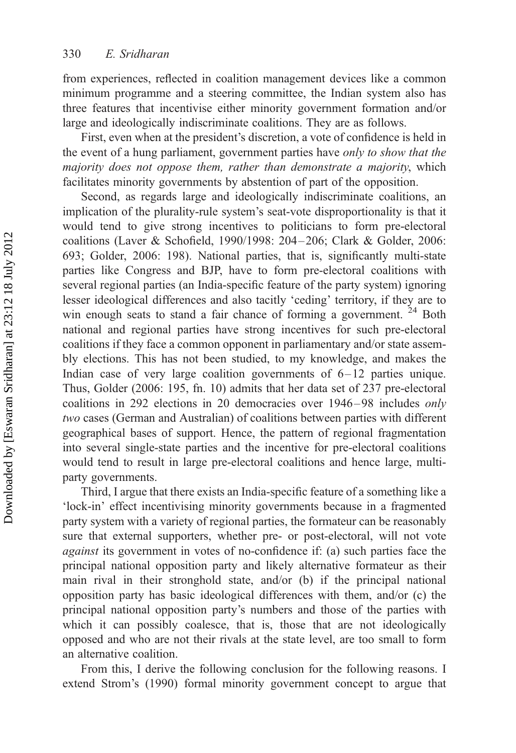from experiences, reflected in coalition management devices like a common minimum programme and a steering committee, the Indian system also has three features that incentivise either minority government formation and/or large and ideologically indiscriminate coalitions. They are as follows.

First, even when at the president's discretion, a vote of confidence is held in the event of a hung parliament, government parties have *only to show that the majority does not oppose them, rather than demonstrate a majority*, which facilitates minority governments by abstention of part of the opposition.

Second, as regards large and ideologically indiscriminate coalitions, an implication of the plurality-rule system's seat-vote disproportionality is that it would tend to give strong incentives to politicians to form pre-electoral coalitions (Laver & Schofield, 1990/1998: 204–206; Clark & Golder, 2006: 693; Golder, 2006: 198). National parties, that is, significantly multi-state parties like Congress and BJP, have to form pre-electoral coalitions with several regional parties (an India-specific feature of the party system) ignoring lesser ideological differences and also tacitly 'ceding' territory, if they are to win enough seats to stand a fair chance of forming a government. [24] Both national and regional parties have strong incentives for such pre-electoral coalitions if they face a common opponent in parliamentary and/or state assembly elections. This has not been studied, to my knowledge, and makes the Indian case of very large coalition governments of 6–12 parties unique. Thus, Golder (2006: 195, fn. 10) admits that her data set of 237 pre-electoral coalitions in 292 elections in 20 democracies over 1946–98 includes *only two* cases (German and Australian) of coalitions between parties with different geographical bases of support. Hence, the pattern of regional fragmentation into several single-state parties and the incentive for pre-electoral coalitions would tend to result in large pre-electoral coalitions and hence large, multiparty governments.

Third, I argue that there exists an India-specific feature of a something like a 'lock-in' effect incentivising minority governments because in a fragmented party system with a variety of regional parties, the formateur can be reasonably sure that external supporters, whether pre- or post-electoral, will not vote *against* its government in votes of no-confidence if: (a) such parties face the principal national opposition party and likely alternative formateur as their main rival in their stronghold state, and/or (b) if the principal national opposition party has basic ideological differences with them, and/or (c) the principal national opposition party's numbers and those of the parties with which it can possibly coalesce, that is, those that are not ideologically opposed and who are not their rivals at the state level, are too small to form an alternative coalition.

From this, I derive the following conclusion for the following reasons. I extend Strom's (1990) formal minority government concept to argue that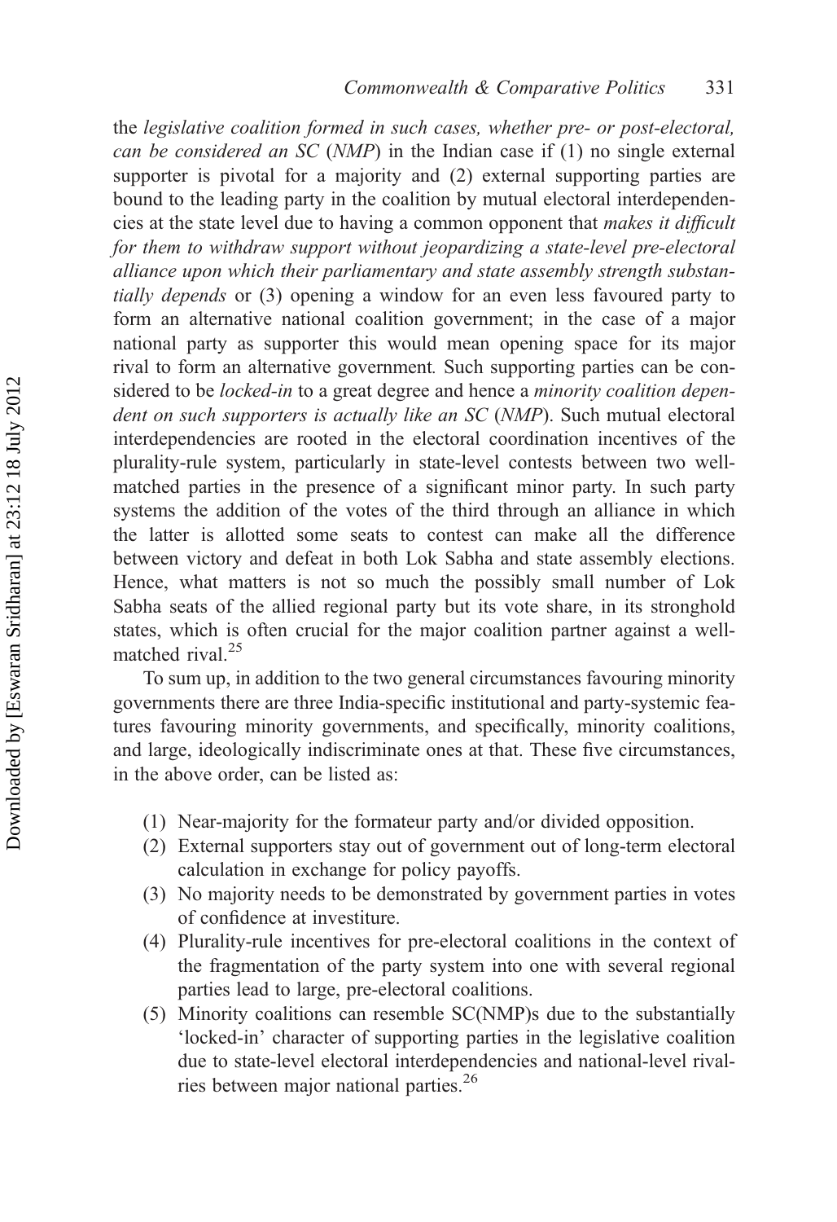the *legislative coalition formed in such cases, whether pre- or post-electoral, can be considered an SC* (*NMP*) in the Indian case if (1) no single external supporter is pivotal for a majority and (2) external supporting parties are bound to the leading party in the coalition by mutual electoral interdependencies at the state level due to having a common opponent that *makes it difficult for them to withdraw support without jeopardizing a state-level pre-electoral alliance upon which their parliamentary and state assembly strength substantially depends* or (3) opening a window for an even less favoured party to form an alternative national coalition government; in the case of a major national party as supporter this would mean opening space for its major rival to form an alternative government. Such supporting parties can be considered to be *locked-in* to a great degree and hence a *minority coalition dependent on such supporters is actually like an SC* (*NMP*). Such mutual electoral interdependencies are rooted in the electoral coordination incentives of the plurality-rule system, particularly in state-level contests between two well-matched parties in the presence of a significant minor party. In such party systems the addition of the votes of the third through an alliance in which the latter is allotted some seats to contest can make all the difference between victory and defeat in both Lok Sabha and state assembly elections. Hence, what matters is not so much the possibly small number of Lok Sabha seats of the allied regional party but its vote share, in its stronghold states, which is often crucial for the major coalition partner against a well-matched rival.[25]

To sum up, in addition to the two general circumstances favouring minority governments there are three India-specific institutional and party-systemic features favouring minority governments, and specifically, minority coalitions, and large, ideologically indiscriminate ones at that. These five circumstances, in the above order, can be listed as:

1. Near-majority for the formateur party and/or divided opposition.
2. External supporters stay out of government out of long-term electoral calculation in exchange for policy payoffs.
3. No majority needs to be demonstrated by government parties in votes of confidence at investiture.
4. Plurality-rule incentives for pre-electoral coalitions in the context of the fragmentation of the party system into one with several regional parties lead to large, pre-electoral coalitions.
5. Minority coalitions can resemble SC(NMP)s due to the substantially 'locked-in' character of supporting parties in the legislative coalition due to state-level electoral interdependencies and national-level rivalries between major national parties.[26]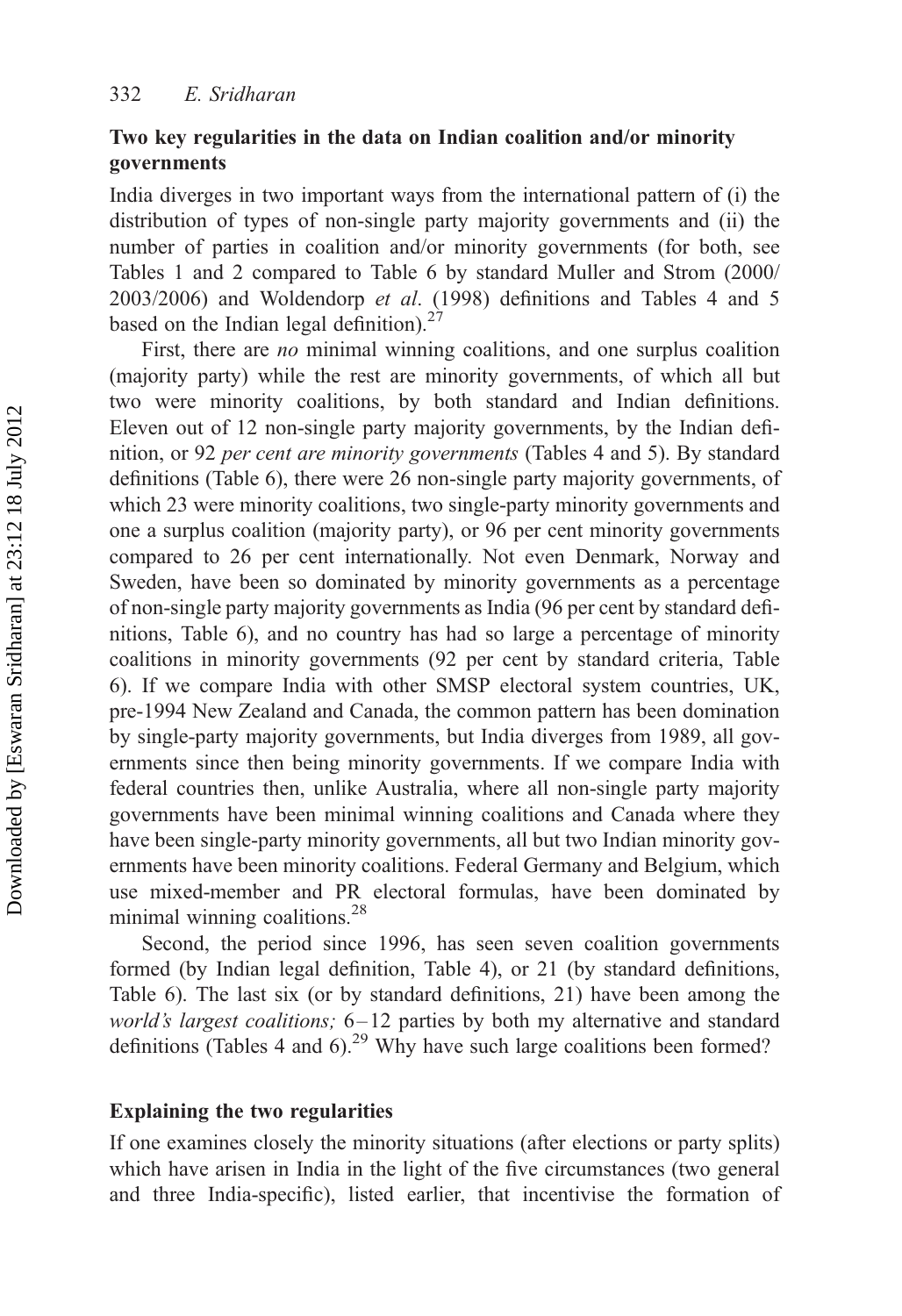### Two key regularities in the data on Indian coalition and/or minority governments

India diverges in two important ways from the international pattern of (i) the distribution of types of non-single party majority governments and (ii) the number of parties in coalition and/or minority governments (for both, see Tables 1 and 2 compared to Table 6 by standard Muller and Strom (2000/2003/2006) and Woldendorp *et al*. (1998) definitions and Tables 4 and 5 based on the Indian legal definition).[27]

First, there are *no* minimal winning coalitions, and one surplus coalition (majority party) while the rest are minority governments, of which all but two were minority coalitions, by both standard and Indian definitions. Eleven out of 12 non-single party majority governments, by the Indian definition, or 92 *per cent are minority governments* (Tables 4 and 5). By standard definitions (Table 6), there were 26 non-single party majority governments, of which 23 were minority coalitions, two single-party minority governments and one a surplus coalition (majority party), or 96 per cent minority governments compared to 26 per cent internationally. Not even Denmark, Norway and Sweden, have been so dominated by minority governments as a percentage of non-single party majority governments as India (96 per cent by standard definitions, Table 6), and no country has had so large a percentage of minority coalitions in minority governments (92 per cent by standard criteria, Table 6). If we compare India with other SMSP electoral system countries, UK, pre-1994 New Zealand and Canada, the common pattern has been domination by single-party majority governments, but India diverges from 1989, all governments since then being minority governments. If we compare India with federal countries then, unlike Australia, where all non-single party majority governments have been minimal winning coalitions and Canada where they have been single-party minority governments, all but two Indian minority governments have been minority coalitions. Federal Germany and Belgium, which use mixed-member and PR electoral formulas, have been dominated by minimal winning coalitions.[28]

Second, the period since 1996, has seen seven coalition governments formed (by Indian legal definition, Table 4), or 21 (by standard definitions, Table 6). The last six (or by standard definitions, 21) have been among the *world's largest coalitions;* 6–12 parties by both my alternative and standard definitions (Tables 4 and 6).[29] Why have such large coalitions been formed?

### Explaining the two regularities

If one examines closely the minority situations (after elections or party splits) which have arisen in India in the light of the five circumstances (two general and three India-specific), listed earlier, that incentivise the formation of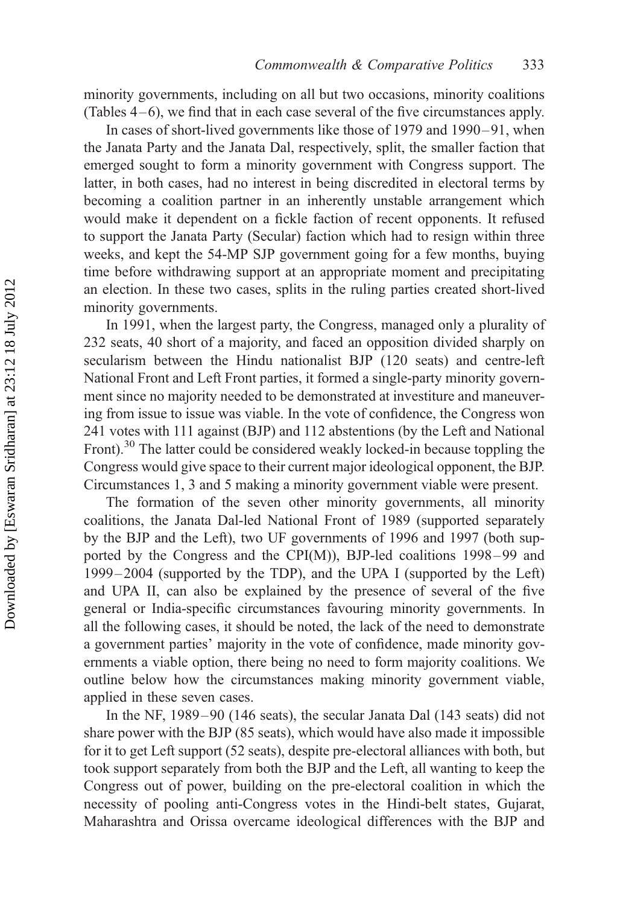minority governments, including on all but two occasions, minority coalitions (Tables 4–6), we find that in each case several of the five circumstances apply.

In cases of short-lived governments like those of 1979 and 1990–91, when the Janata Party and the Janata Dal, respectively, split, the smaller faction that emerged sought to form a minority government with Congress support. The latter, in both cases, had no interest in being discredited in electoral terms by becoming a coalition partner in an inherently unstable arrangement which would make it dependent on a fickle faction of recent opponents. It refused to support the Janata Party (Secular) faction which had to resign within three weeks, and kept the 54-MP SJP government going for a few months, buying time before withdrawing support at an appropriate moment and precipitating an election. In these two cases, splits in the ruling parties created short-lived minority governments.

In 1991, when the largest party, the Congress, managed only a plurality of 232 seats, 40 short of a majority, and faced an opposition divided sharply on secularism between the Hindu nationalist BJP (120 seats) and centre-left National Front and Left Front parties, it formed a single-party minority government since no majority needed to be demonstrated at investiture and maneuvering from issue to issue was viable. In the vote of confidence, the Congress won 241 votes with 111 against (BJP) and 112 abstentions (by the Left and National Front).[30] The latter could be considered weakly locked-in because toppling the Congress would give space to their current major ideological opponent, the BJP. Circumstances 1, 3 and 5 making a minority government viable were present.

The formation of the seven other minority governments, all minority coalitions, the Janata Dal-led National Front of 1989 (supported separately by the BJP and the Left), two UF governments of 1996 and 1997 (both supported by the Congress and the CPI(M)), BJP-led coalitions 1998–99 and 1999–2004 (supported by the TDP), and the UPA I (supported by the Left) and UPA II, can also be explained by the presence of several of the five general or India-specific circumstances favouring minority governments. In all the following cases, it should be noted, the lack of the need to demonstrate a government parties' majority in the vote of confidence, made minority governments a viable option, there being no need to form majority coalitions. We outline below how the circumstances making minority government viable, applied in these seven cases.

In the NF, 1989–90 (146 seats), the secular Janata Dal (143 seats) did not share power with the BJP (85 seats), which would have also made it impossible for it to get Left support (52 seats), despite pre-electoral alliances with both, but took support separately from both the BJP and the Left, all wanting to keep the Congress out of power, building on the pre-electoral coalition in which the necessity of pooling anti-Congress votes in the Hindi-belt states, Gujarat, Maharashtra and Orissa overcame ideological differences with the BJP and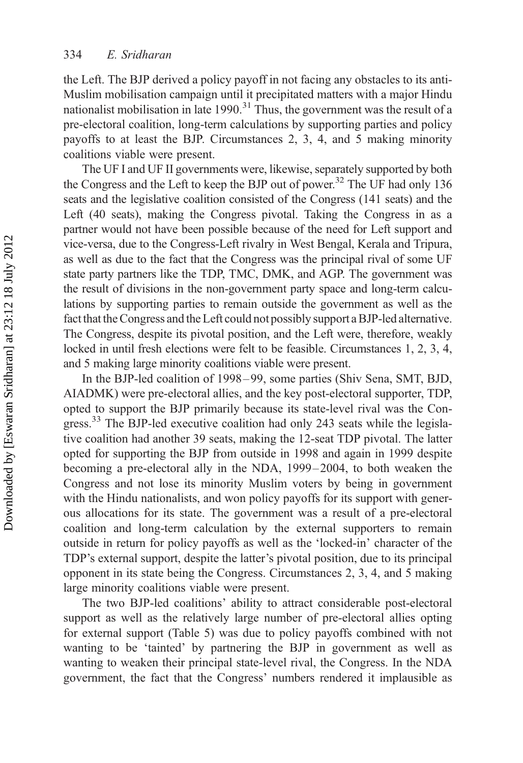the Left. The BJP derived a policy payoff in not facing any obstacles to its anti-Muslim mobilisation campaign until it precipitated matters with a major Hindu nationalist mobilisation in late 1990.[31] Thus, the government was the result of a pre-electoral coalition, long-term calculations by supporting parties and policy payoffs to at least the BJP. Circumstances 2, 3, 4, and 5 making minority coalitions viable were present.

The UF I and UF II governments were, likewise, separately supported by both the Congress and the Left to keep the BJP out of power.[32] The UF had only 136 seats and the legislative coalition consisted of the Congress (141 seats) and the Left (40 seats), making the Congress pivotal. Taking the Congress in as a partner would not have been possible because of the need for Left support and vice-versa, due to the Congress-Left rivalry in West Bengal, Kerala and Tripura, as well as due to the fact that the Congress was the principal rival of some UF state party partners like the TDP, TMC, DMK, and AGP. The government was the result of divisions in the non-government party space and long-term calculations by supporting parties to remain outside the government as well as the fact that the Congress and the Left could not possibly support a BJP-led alternative. The Congress, despite its pivotal position, and the Left were, therefore, weakly locked in until fresh elections were felt to be feasible. Circumstances 1, 2, 3, 4, and 5 making large minority coalitions viable were present.

In the BJP-led coalition of 1998–99, some parties (Shiv Sena, SMT, BJD, AIADMK) were pre-electoral allies, and the key post-electoral supporter, TDP, opted to support the BJP primarily because its state-level rival was the Congress.[33] The BJP-led executive coalition had only 243 seats while the legislative coalition had another 39 seats, making the 12-seat TDP pivotal. The latter opted for supporting the BJP from outside in 1998 and again in 1999 despite becoming a pre-electoral ally in the NDA, 1999–2004, to both weaken the Congress and not lose its minority Muslim voters by being in government with the Hindu nationalists, and won policy payoffs for its support with generous allocations for its state. The government was a result of a pre-electoral coalition and long-term calculation by the external supporters to remain outside in return for policy payoffs as well as the 'locked-in' character of the TDP's external support, despite the latter's pivotal position, due to its principal opponent in its state being the Congress. Circumstances 2, 3, 4, and 5 making large minority coalitions viable were present.

The two BJP-led coalitions' ability to attract considerable post-electoral support as well as the relatively large number of pre-electoral allies opting for external support (Table 5) was due to policy payoffs combined with not wanting to be 'tainted' by partnering the BJP in government as well as wanting to weaken their principal state-level rival, the Congress. In the NDA government, the fact that the Congress' numbers rendered it implausible as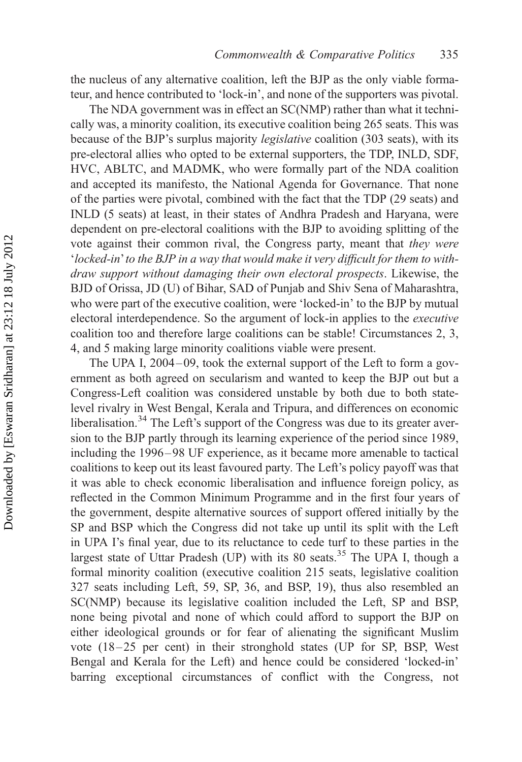the nucleus of any alternative coalition, left the BJP as the only viable formateur, and hence contributed to 'lock-in', and none of the supporters was pivotal.

The NDA government was in effect an SC(NMP) rather than what it technically was, a minority coalition, its executive coalition being 265 seats. This was because of the BJP's surplus majority *legislative* coalition (303 seats), with its pre-electoral allies who opted to be external supporters, the TDP, INLD, SDF, HVC, ABLTC, and MADMK, who were formally part of the NDA coalition and accepted its manifesto, the National Agenda for Governance. That none of the parties were pivotal, combined with the fact that the TDP (29 seats) and INLD (5 seats) at least, in their states of Andhra Pradesh and Haryana, were dependent on pre-electoral coalitions with the BJP to avoiding splitting of the vote against their common rival, the Congress party, meant that *they were 'locked-in' to the BJP in a way that would make it very difficult for them to withdraw support without damaging their own electoral prospects*. Likewise, the BJD of Orissa, JD (U) of Bihar, SAD of Punjab and Shiv Sena of Maharashtra, who were part of the executive coalition, were 'locked-in' to the BJP by mutual electoral interdependence. So the argument of lock-in applies to the *executive* coalition too and therefore large coalitions can be stable! Circumstances 2, 3, 4, and 5 making large minority coalitions viable were present.

The UPA I, 2004–09, took the external support of the Left to form a government as both agreed on secularism and wanted to keep the BJP out but a Congress-Left coalition was considered unstable by both due to both state-level rivalry in West Bengal, Kerala and Tripura, and differences on economic liberalisation.[34] The Left's support of the Congress was due to its greater aversion to the BJP partly through its learning experience of the period since 1989, including the 1996–98 UF experience, as it became more amenable to tactical coalitions to keep out its least favoured party. The Left's policy payoff was that it was able to check economic liberalisation and influence foreign policy, as reflected in the Common Minimum Programme and in the first four years of the government, despite alternative sources of support offered initially by the SP and BSP which the Congress did not take up until its split with the Left in UPA I's final year, due to its reluctance to cede turf to these parties in the largest state of Uttar Pradesh (UP) with its 80 seats.[35] The UPA I, though a formal minority coalition (executive coalition 215 seats, legislative coalition 327 seats including Left, 59, SP, 36, and BSP, 19), thus also resembled an SC(NMP) because its legislative coalition included the Left, SP and BSP, none being pivotal and none of which could afford to support the BJP on either ideological grounds or for fear of alienating the significant Muslim vote (18–25 per cent) in their stronghold states (UP for SP, BSP, West Bengal and Kerala for the Left) and hence could be considered 'locked-in' barring exceptional circumstances of conflict with the Congress, not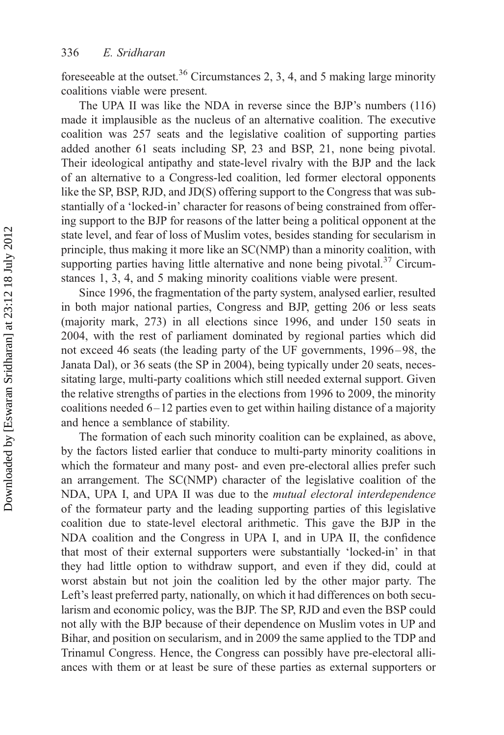foreseeable at the outset.[36] Circumstances 2, 3, 4, and 5 making large minority coalitions viable were present.

The UPA II was like the NDA in reverse since the BJP's numbers (116) made it implausible as the nucleus of an alternative coalition. The executive coalition was 257 seats and the legislative coalition of supporting parties added another 61 seats including SP, 23 and BSP, 21, none being pivotal. Their ideological antipathy and state-level rivalry with the BJP and the lack of an alternative to a Congress-led coalition, led former electoral opponents like the SP, BSP, RJD, and JD(S) offering support to the Congress that was substantially of a 'locked-in' character for reasons of being constrained from offering support to the BJP for reasons of the latter being a political opponent at the state level, and fear of loss of Muslim votes, besides standing for secularism in principle, thus making it more like an SC(NMP) than a minority coalition, with supporting parties having little alternative and none being pivotal.[37] Circumstances 1, 3, 4, and 5 making minority coalitions viable were present.

Since 1996, the fragmentation of the party system, analysed earlier, resulted in both major national parties, Congress and BJP, getting 206 or less seats (majority mark, 273) in all elections since 1996, and under 150 seats in 2004, with the rest of parliament dominated by regional parties which did not exceed 46 seats (the leading party of the UF governments, 1996–98, the Janata Dal), or 36 seats (the SP in 2004), being typically under 20 seats, necessitating large, multi-party coalitions which still needed external support. Given the relative strengths of parties in the elections from 1996 to 2009, the minority coalitions needed 6–12 parties even to get within hailing distance of a majority and hence a semblance of stability.

The formation of each such minority coalition can be explained, as above, by the factors listed earlier that conduce to multi-party minority coalitions in which the formateur and many post- and even pre-electoral allies prefer such an arrangement. The SC(NMP) character of the legislative coalition of the NDA, UPA I, and UPA II was due to the *mutual electoral interdependence* of the formateur party and the leading supporting parties of this legislative coalition due to state-level electoral arithmetic. This gave the BJP in the NDA coalition and the Congress in UPA I, and in UPA II, the confidence that most of their external supporters were substantially 'locked-in' in that they had little option to withdraw support, and even if they did, could at worst abstain but not join the coalition led by the other major party. The Left's least preferred party, nationally, on which it had differences on both secularism and economic policy, was the BJP. The SP, RJD and even the BSP could not ally with the BJP because of their dependence on Muslim votes in UP and Bihar, and position on secularism, and in 2009 the same applied to the TDP and Trinamul Congress. Hence, the Congress can possibly have pre-electoral alliances with them or at least be sure of these parties as external supporters or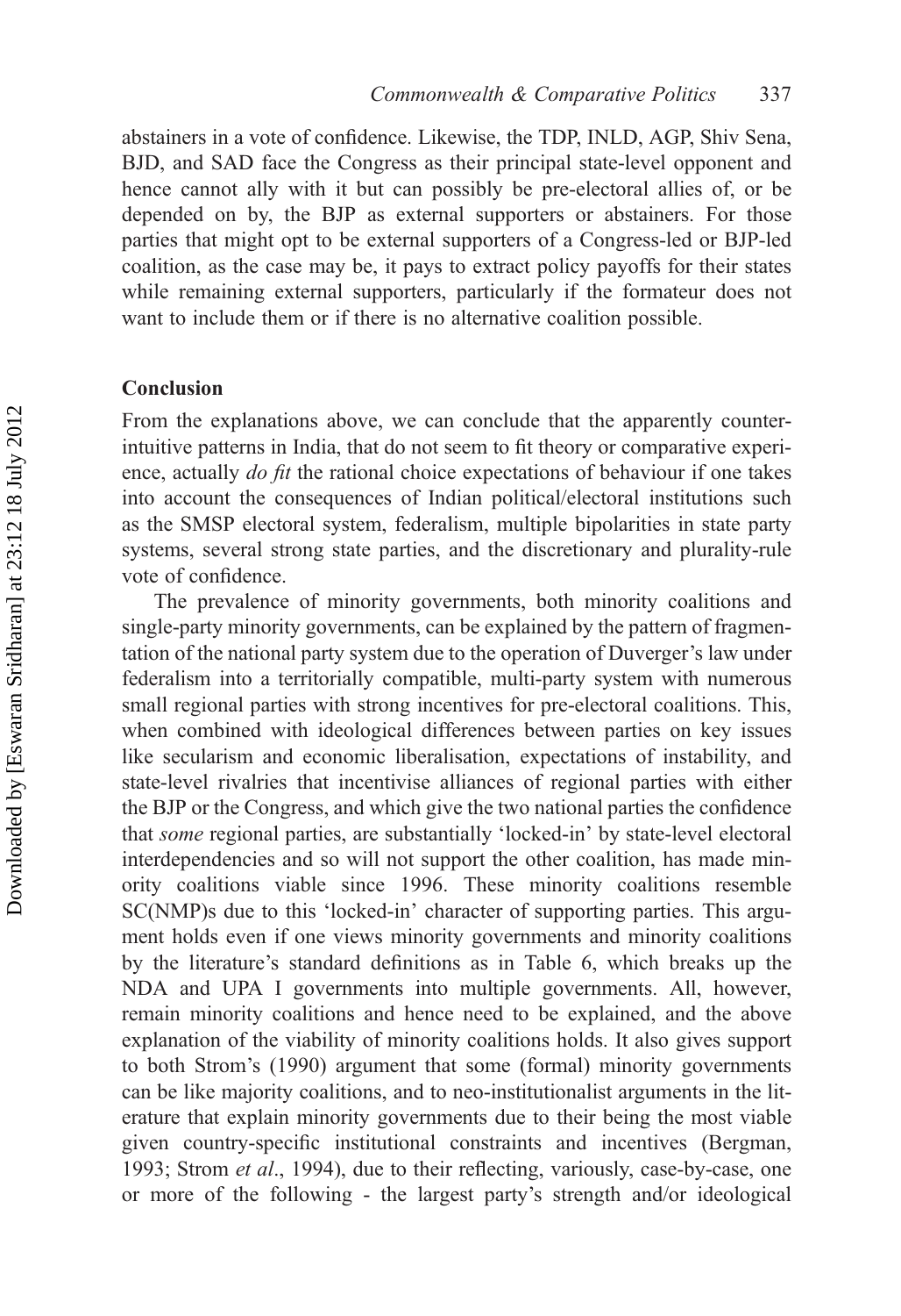abstainers in a vote of confidence. Likewise, the TDP, INLD, AGP, Shiv Sena, BJD, and SAD face the Congress as their principal state-level opponent and hence cannot ally with it but can possibly be pre-electoral allies of, or be depended on by, the BJP as external supporters or abstainers. For those parties that might opt to be external supporters of a Congress-led or BJP-led coalition, as the case may be, it pays to extract policy payoffs for their states while remaining external supporters, particularly if the formateur does not want to include them or if there is no alternative coalition possible.

## Conclusion

From the explanations above, we can conclude that the apparently counter-intuitive patterns in India, that do not seem to fit theory or comparative experience, actually *do fit* the rational choice expectations of behaviour if one takes into account the consequences of Indian political/electoral institutions such as the SMSP electoral system, federalism, multiple bipolarities in state party systems, several strong state parties, and the discretionary and plurality-rule vote of confidence.

The prevalence of minority governments, both minority coalitions and single-party minority governments, can be explained by the pattern of fragmentation of the national party system due to the operation of Duverger's law under federalism into a territorially compatible, multi-party system with numerous small regional parties with strong incentives for pre-electoral coalitions. This, when combined with ideological differences between parties on key issues like secularism and economic liberalisation, expectations of instability, and state-level rivalries that incentivise alliances of regional parties with either the BJP or the Congress, and which give the two national parties the confidence that *some* regional parties, are substantially 'locked-in' by state-level electoral interdependencies and so will not support the other coalition, has made minority coalitions viable since 1996. These minority coalitions resemble SC(NMP)s due to this 'locked-in' character of supporting parties. This argument holds even if one views minority governments and minority coalitions by the literature's standard definitions as in Table 6, which breaks up the NDA and UPA I governments into multiple governments. All, however, remain minority coalitions and hence need to be explained, and the above explanation of the viability of minority coalitions holds. It also gives support to both Strom's (1990) argument that some (formal) minority governments can be like majority coalitions, and to neo-institutionalist arguments in the literature that explain minority governments due to their being the most viable given country-specific institutional constraints and incentives (Bergman, 1993; Strom *et al*., 1994), due to their reflecting, variously, case-by-case, one or more of the following - the largest party's strength and/or ideological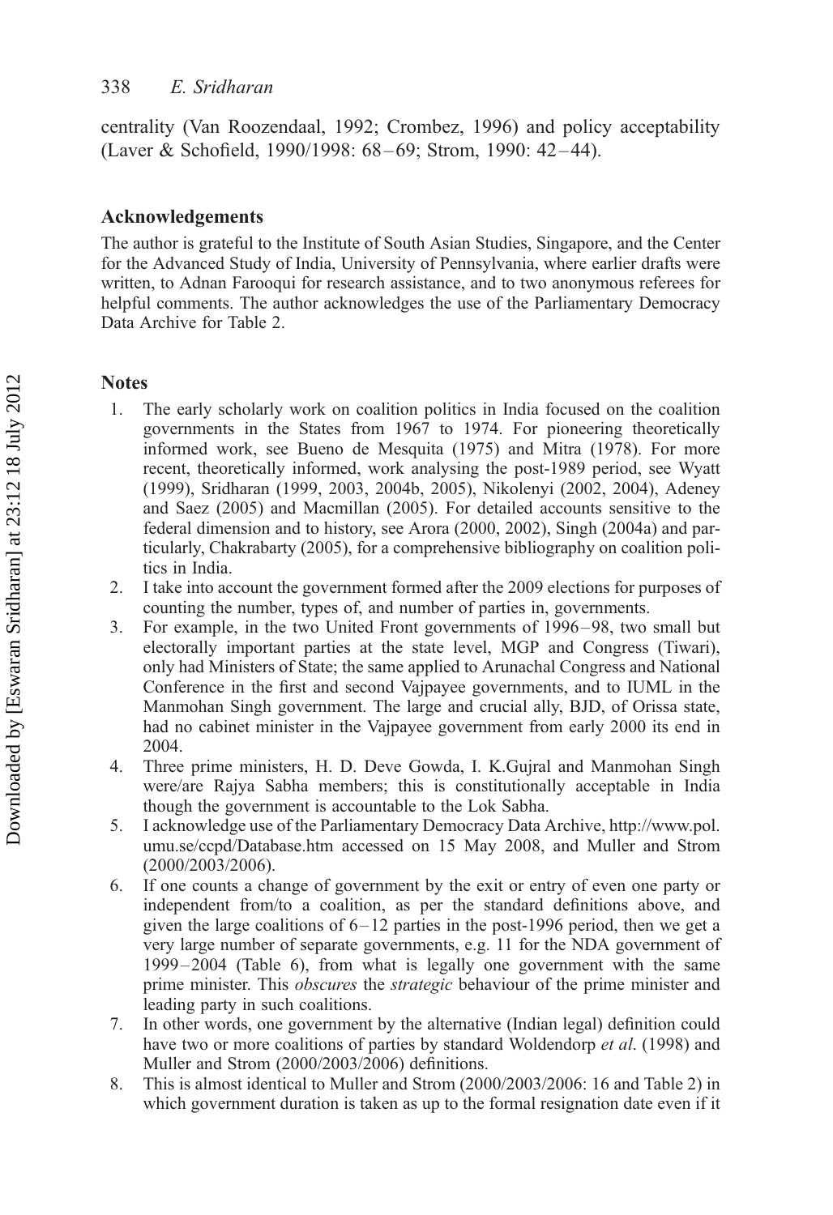centrality (Van Roozendaal, 1992; Crombez, 1996) and policy acceptability (Laver & Schofield, 1990/1998: 68–69; Strom, 1990: 42–44).

## Acknowledgements

The author is grateful to the Institute of South Asian Studies, Singapore, and the Center for the Advanced Study of India, University of Pennsylvania, where earlier drafts were written, to Adnan Farooqui for research assistance, and to two anonymous referees for helpful comments. The author acknowledges the use of the Parliamentary Democracy Data Archive for Table 2.

## Notes

1. The early scholarly work on coalition politics in India focused on the coalition governments in the States from 1967 to 1974. For pioneering theoretically informed work, see Bueno de Mesquita (1975) and Mitra (1978). For more recent, theoretically informed, work analysing the post-1989 period, see Wyatt (1999), Sridharan (1999, 2003, 2004b, 2005), Nikolenyi (2002, 2004), Adeney and Saez (2005) and Macmillan (2005). For detailed accounts sensitive to the federal dimension and to history, see Arora (2000, 2002), Singh (2004a) and particularly, Chakrabarty (2005), for a comprehensive bibliography on coalition politics in India.
2. I take into account the government formed after the 2009 elections for purposes of counting the number, types of, and number of parties in, governments.
3. For example, in the two United Front governments of 1996–98, two small but electorally important parties at the state level, MGP and Congress (Tiwari), only had Ministers of State; the same applied to Arunachal Congress and National Conference in the first and second Vajpayee governments, and to IUML in the Manmohan Singh government. The large and crucial ally, BJD, of Orissa state, had no cabinet minister in the Vajpayee government from early 2000 its end in 2004.
4. Three prime ministers, H. D. Deve Gowda, I. K.Gujral and Manmohan Singh were/are Rajya Sabha members; this is constitutionally acceptable in India though the government is accountable to the Lok Sabha.
5. I acknowledge use of the Parliamentary Democracy Data Archive, http://www.pol.umu.se/ccpd/Database.htm accessed on 15 May 2008, and Muller and Strom (2000/2003/2006).
6. If one counts a change of government by the exit or entry of even one party or independent from/to a coalition, as per the standard definitions above, and given the large coalitions of 6–12 parties in the post-1996 period, then we get a very large number of separate governments, e.g. 11 for the NDA government of 1999–2004 (Table 6), from what is legally one government with the same prime minister. This *obscures* the *strategic* behaviour of the prime minister and leading party in such coalitions.
7. In other words, one government by the alternative (Indian legal) definition could have two or more coalitions of parties by standard Woldendorp *et al*. (1998) and Muller and Strom (2000/2003/2006) definitions.
8. This is almost identical to Muller and Strom (2000/2003/2006: 16 and Table 2) in which government duration is taken as up to the formal resignation date even if it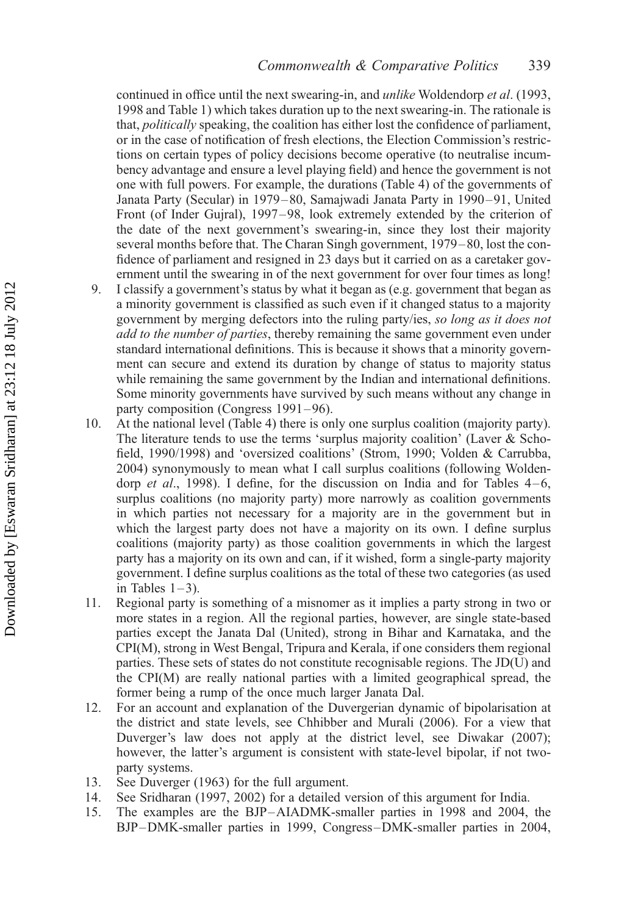continued in office until the next swearing-in, and *unlike* Woldendorp *et al*. (1993, 1998 and Table 1) which takes duration up to the next swearing-in. The rationale is that, *politically* speaking, the coalition has either lost the confidence of parliament, or in the case of notification of fresh elections, the Election Commission's restrictions on certain types of policy decisions become operative (to neutralise incumbency advantage and ensure a level playing field) and hence the government is not one with full powers. For example, the durations (Table 4) of the governments of Janata Party (Secular) in 1979–80, Samajwadi Janata Party in 1990–91, United Front (of Inder Gujral), 1997–98, look extremely extended by the criterion of the date of the next government's swearing-in, since they lost their majority several months before that. The Charan Singh government, 1979–80, lost the confidence of parliament and resigned in 23 days but it carried on as a caretaker government until the swearing in of the next government for over four times as long!

9. I classify a government's status by what it began as (e.g. government that began as a minority government is classified as such even if it changed status to a majority government by merging defectors into the ruling party/ies, *so long as it does not add to the number of parties*, thereby remaining the same government even under standard international definitions. This is because it shows that a minority government can secure and extend its duration by change of status to majority status while remaining the same government by the Indian and international definitions. Some minority governments have survived by such means without any change in party composition (Congress 1991–96).
10. At the national level (Table 4) there is only one surplus coalition (majority party). The literature tends to use the terms 'surplus majority coalition' (Laver & Schofield, 1990/1998) and 'oversized coalitions' (Strom, 1990; Volden & Carrubba, 2004) synonymously to mean what I call surplus coalitions (following Woldendorp *et al*., 1998). I define, for the discussion on India and for Tables 4–6, surplus coalitions (no majority party) more narrowly as coalition governments in which parties not necessary for a majority are in the government but in which the largest party does not have a majority on its own. I define surplus coalitions (majority party) as those coalition governments in which the largest party has a majority on its own and can, if it wished, form a single-party majority government. I define surplus coalitions as the total of these two categories (as used in Tables 1–3).
11. Regional party is something of a misnomer as it implies a party strong in two or more states in a region. All the regional parties, however, are single state-based parties except the Janata Dal (United), strong in Bihar and Karnataka, and the CPI(M), strong in West Bengal, Tripura and Kerala, if one considers them regional parties. These sets of states do not constitute recognisable regions. The JD(U) and the CPI(M) are really national parties with a limited geographical spread, the former being a rump of the once much larger Janata Dal.
12. For an account and explanation of the Duvergerian dynamic of bipolarisation at the district and state levels, see Chhibber and Murali (2006). For a view that Duverger's law does not apply at the district level, see Diwakar (2007); however, the latter's argument is consistent with state-level bipolar, if not two-party systems.
13. See Duverger (1963) for the full argument.
14. See Sridharan (1997, 2002) for a detailed version of this argument for India.
15. The examples are the BJP–AIADMK-smaller parties in 1998 and 2004, the BJP–DMK-smaller parties in 1999, Congress–DMK-smaller parties in 2004,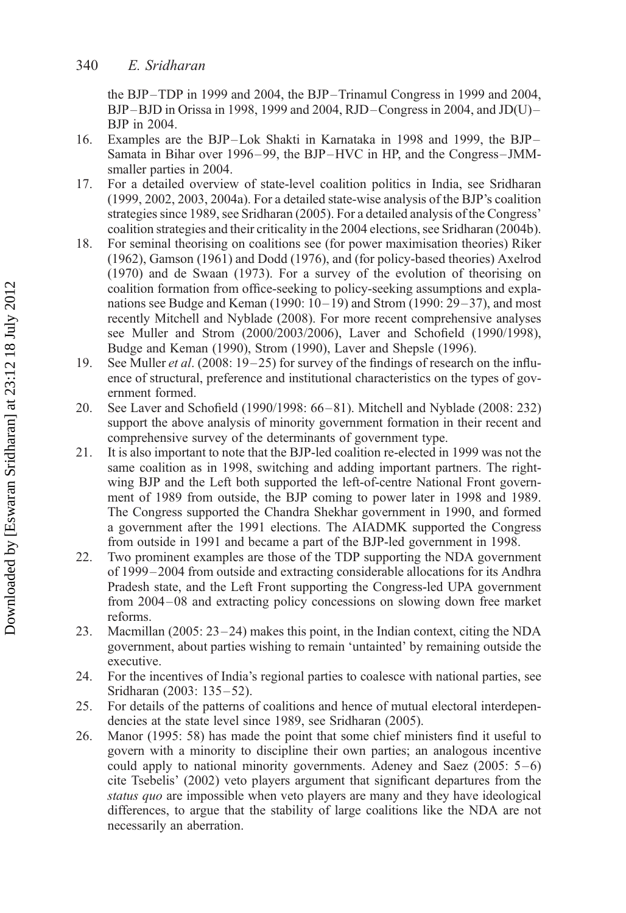the BJP–TDP in 1999 and 2004, the BJP–Trinamul Congress in 1999 and 2004, BJP–BJD in Orissa in 1998, 1999 and 2004, RJD–Congress in 2004, and JD(U)–BJP in 2004.

16. Examples are the BJP–Lok Shakti in Karnataka in 1998 and 1999, the BJP–Samata in Bihar over 1996–99, the BJP–HVC in HP, and the Congress–JMM-smaller parties in 2004.
17. For a detailed overview of state-level coalition politics in India, see Sridharan (1999, 2002, 2003, 2004a). For a detailed state-wise analysis of the BJP's coalition strategies since 1989, see Sridharan (2005). For a detailed analysis of the Congress' coalition strategies and their criticality in the 2004 elections, see Sridharan (2004b).
18. For seminal theorising on coalitions see (for power maximisation theories) Riker (1962), Gamson (1961) and Dodd (1976), and (for policy-based theories) Axelrod (1970) and de Swaan (1973). For a survey of the evolution of theorising on coalition formation from office-seeking to policy-seeking assumptions and explanations see Budge and Keman (1990: 10–19) and Strom (1990: 29–37), and most recently Mitchell and Nyblade (2008). For more recent comprehensive analyses see Muller and Strom (2000/2003/2006), Laver and Schofield (1990/1998), Budge and Keman (1990), Strom (1990), Laver and Shepsle (1996).
19. See Muller *et al*. (2008: 19–25) for survey of the findings of research on the influence of structural, preference and institutional characteristics on the types of government formed.
20. See Laver and Schofield (1990/1998: 66–81). Mitchell and Nyblade (2008: 232) support the above analysis of minority government formation in their recent and comprehensive survey of the determinants of government type.
21. It is also important to note that the BJP-led coalition re-elected in 1999 was not the same coalition as in 1998, switching and adding important partners. The right-wing BJP and the Left both supported the left-of-centre National Front government of 1989 from outside, the BJP coming to power later in 1998 and 1989. The Congress supported the Chandra Shekhar government in 1990, and formed a government after the 1991 elections. The AIADMK supported the Congress from outside in 1991 and became a part of the BJP-led government in 1998.
22. Two prominent examples are those of the TDP supporting the NDA government of 1999–2004 from outside and extracting considerable allocations for its Andhra Pradesh state, and the Left Front supporting the Congress-led UPA government from 2004–08 and extracting policy concessions on slowing down free market reforms.
23. Macmillan (2005: 23–24) makes this point, in the Indian context, citing the NDA government, about parties wishing to remain 'untainted' by remaining outside the executive.
24. For the incentives of India's regional parties to coalesce with national parties, see Sridharan (2003: 135–52).
25. For details of the patterns of coalitions and hence of mutual electoral interdependencies at the state level since 1989, see Sridharan (2005).
26. Manor (1995: 58) has made the point that some chief ministers find it useful to govern with a minority to discipline their own parties; an analogous incentive could apply to national minority governments. Adeney and Saez (2005: 5–6) cite Tsebelis' (2002) veto players argument that significant departures from the *status quo* are impossible when veto players are many and they have ideological differences, to argue that the stability of large coalitions like the NDA are not necessarily an aberration.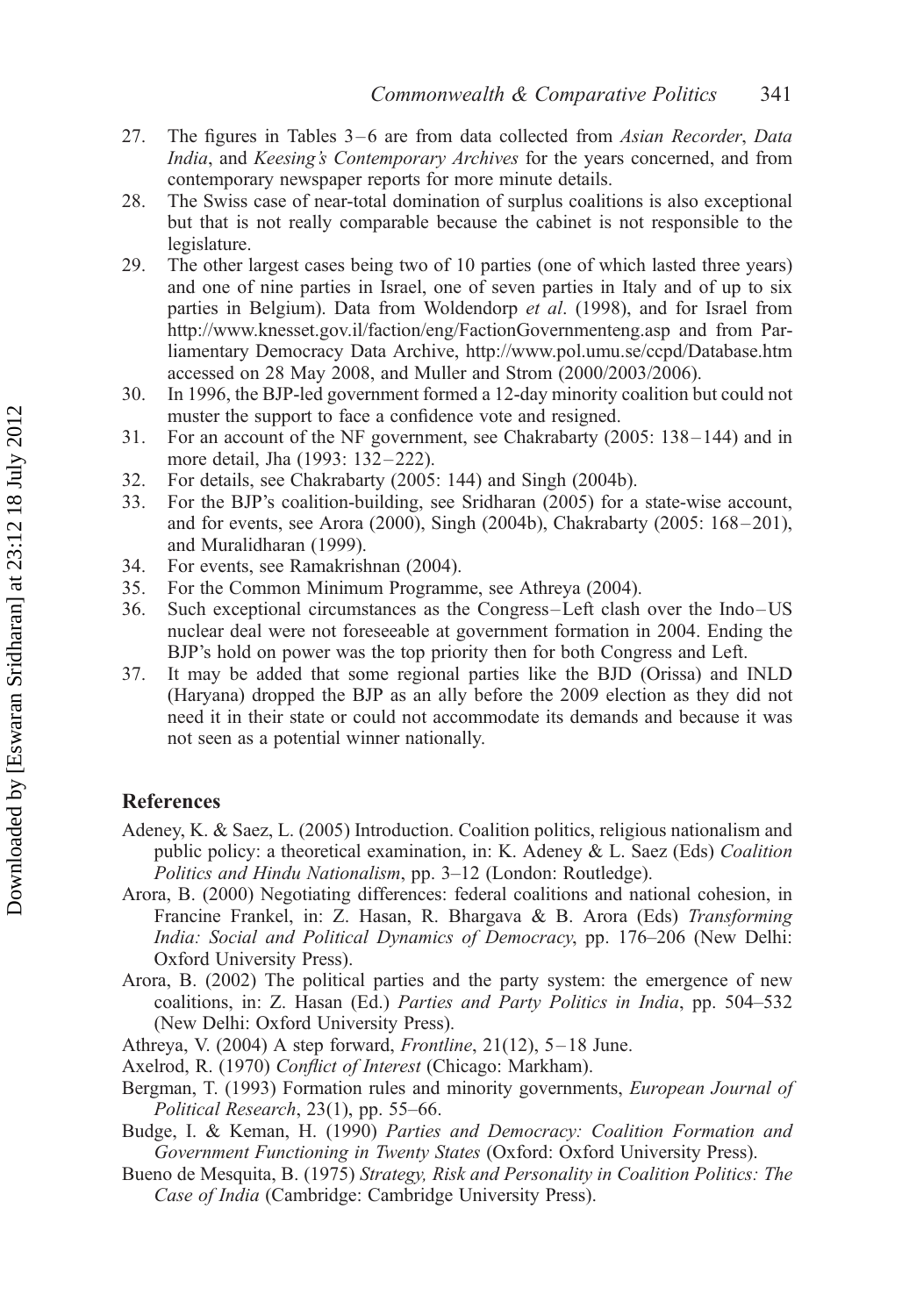27. The figures in Tables 3–6 are from data collected from *Asian Recorder*, *Data India*, and *Keesing's Contemporary Archives* for the years concerned, and from contemporary newspaper reports for more minute details.
28. The Swiss case of near-total domination of surplus coalitions is also exceptional but that is not really comparable because the cabinet is not responsible to the legislature.
29. The other largest cases being two of 10 parties (one of which lasted three years) and one of nine parties in Israel, one of seven parties in Italy and of up to six parties in Belgium). Data from Woldendorp *et al*. (1998), and for Israel from http://www.knesset.gov.il/faction/eng/FactionGovernmenteng.asp and from Parliamentary Democracy Data Archive, http://www.pol.umu.se/ccpd/Database.htm accessed on 28 May 2008, and Muller and Strom (2000/2003/2006).
30. In 1996, the BJP-led government formed a 12-day minority coalition but could not muster the support to face a confidence vote and resigned.
31. For an account of the NF government, see Chakrabarty (2005: 138–144) and in more detail, Jha (1993: 132–222).
32. For details, see Chakrabarty (2005: 144) and Singh (2004b).
33. For the BJP's coalition-building, see Sridharan (2005) for a state-wise account, and for events, see Arora (2000), Singh (2004b), Chakrabarty (2005: 168–201), and Muralidharan (1999).
34. For events, see Ramakrishnan (2004).
35. For the Common Minimum Programme, see Athreya (2004).
36. Such exceptional circumstances as the Congress–Left clash over the Indo–US nuclear deal were not foreseeable at government formation in 2004. Ending the BJP's hold on power was the top priority then for both Congress and Left.
37. It may be added that some regional parties like the BJD (Orissa) and INLD (Haryana) dropped the BJP as an ally before the 2009 election as they did not need it in their state or could not accommodate its demands and because it was not seen as a potential winner nationally.

## References

Adeney, K. & Saez, L. (2005) Introduction. Coalition politics, religious nationalism and public policy: a theoretical examination, in: K. Adeney & L. Saez (Eds) *Coalition Politics and Hindu Nationalism*, pp. 3–12 (London: Routledge).

Arora, B. (2000) Negotiating differences: federal coalitions and national cohesion, in Francine Frankel, in: Z. Hasan, R. Bhargava & B. Arora (Eds) *Transforming India: Social and Political Dynamics of Democracy*, pp. 176–206 (New Delhi: Oxford University Press).

Arora, B. (2002) The political parties and the party system: the emergence of new coalitions, in: Z. Hasan (Ed.) *Parties and Party Politics in India*, pp. 504–532 (New Delhi: Oxford University Press).

Athreya, V. (2004) A step forward, *Frontline*, 21(12), 5–18 June.

Axelrod, R. (1970) *Conflict of Interest* (Chicago: Markham).

Bergman, T. (1993) Formation rules and minority governments, *European Journal of Political Research*, 23(1), pp. 55–66.

Budge, I. & Keman, H. (1990) *Parties and Democracy: Coalition Formation and Government Functioning in Twenty States* (Oxford: Oxford University Press).

Bueno de Mesquita, B. (1975) *Strategy, Risk and Personality in Coalition Politics: The Case of India* (Cambridge: Cambridge University Press).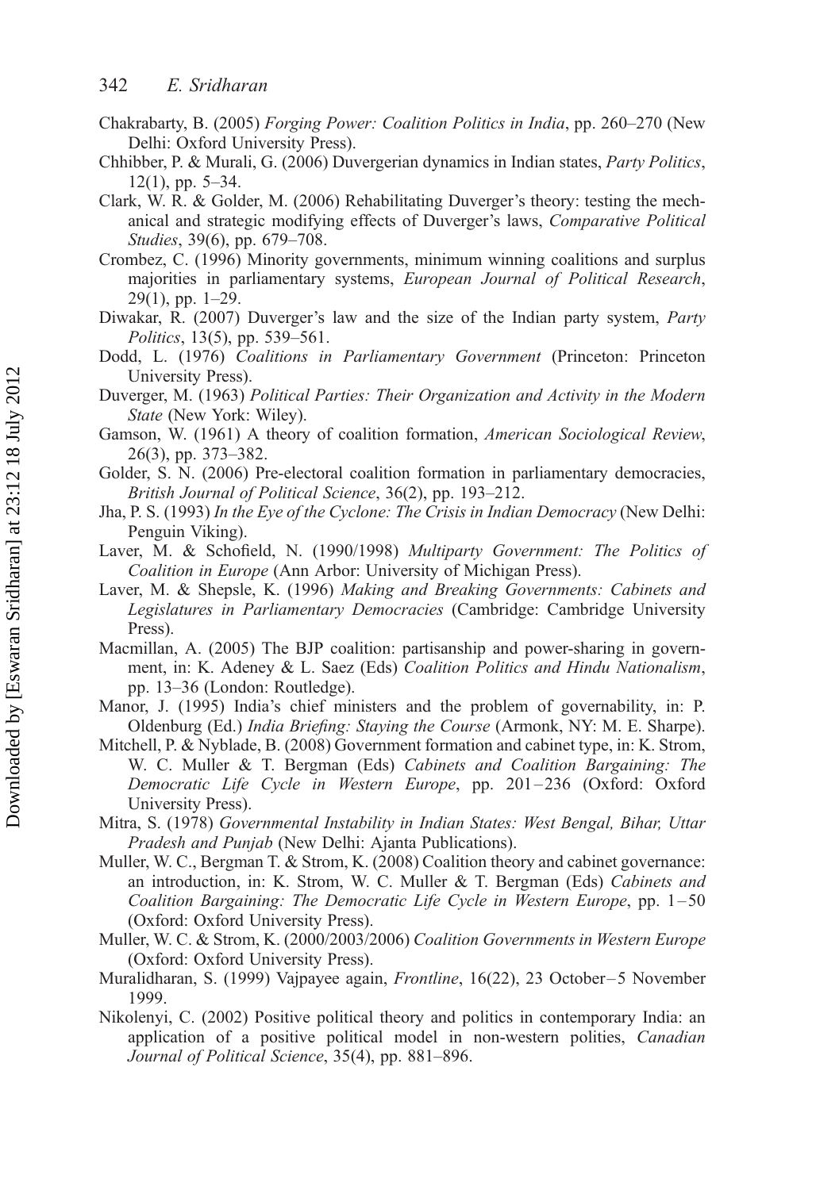Chakrabarty, B. (2005) *Forging Power: Coalition Politics in India*, pp. 260–270 (New Delhi: Oxford University Press).

Chhibber, P. & Murali, G. (2006) Duvergerian dynamics in Indian states, *Party Politics*, 12(1), pp. 5–34.

Clark, W. R. & Golder, M. (2006) Rehabilitating Duverger's theory: testing the mechanical and strategic modifying effects of Duverger's laws, *Comparative Political Studies*, 39(6), pp. 679–708.

Crombez, C. (1996) Minority governments, minimum winning coalitions and surplus majorities in parliamentary systems, *European Journal of Political Research*, 29(1), pp. 1–29.

Diwakar, R. (2007) Duverger's law and the size of the Indian party system, *Party Politics*, 13(5), pp. 539–561.

Dodd, L. (1976) *Coalitions in Parliamentary Government* (Princeton: Princeton University Press).

Duverger, M. (1963) *Political Parties: Their Organization and Activity in the Modern State* (New York: Wiley).

Gamson, W. (1961) A theory of coalition formation, *American Sociological Review*, 26(3), pp. 373–382.

Golder, S. N. (2006) Pre-electoral coalition formation in parliamentary democracies, *British Journal of Political Science*, 36(2), pp. 193–212.

Jha, P. S. (1993) *In the Eye of the Cyclone: The Crisis in Indian Democracy* (New Delhi: Penguin Viking).

Laver, M. & Schofield, N. (1990/1998) *Multiparty Government: The Politics of Coalition in Europe* (Ann Arbor: University of Michigan Press).

Laver, M. & Shepsle, K. (1996) *Making and Breaking Governments: Cabinets and Legislatures in Parliamentary Democracies* (Cambridge: Cambridge University Press).

Macmillan, A. (2005) The BJP coalition: partisanship and power-sharing in government, in: K. Adeney & L. Saez (Eds) *Coalition Politics and Hindu Nationalism*, pp. 13–36 (London: Routledge).

Manor, J. (1995) India's chief ministers and the problem of governability, in: P. Oldenburg (Ed.) *India Briefing: Staying the Course* (Armonk, NY: M. E. Sharpe).

Mitchell, P. & Nyblade, B. (2008) Government formation and cabinet type, in: K. Strom, W. C. Muller & T. Bergman (Eds) *Cabinets and Coalition Bargaining: The Democratic Life Cycle in Western Europe*, pp. 201–236 (Oxford: Oxford University Press).

Mitra, S. (1978) *Governmental Instability in Indian States: West Bengal, Bihar, Uttar Pradesh and Punjab* (New Delhi: Ajanta Publications).

Muller, W. C., Bergman T. & Strom, K. (2008) Coalition theory and cabinet governance: an introduction, in: K. Strom, W. C. Muller & T. Bergman (Eds) *Cabinets and Coalition Bargaining: The Democratic Life Cycle in Western Europe*, pp. 1–50 (Oxford: Oxford University Press).

Muller, W. C. & Strom, K. (2000/2003/2006) *Coalition Governments in Western Europe* (Oxford: Oxford University Press).

Muralidharan, S. (1999) Vajpayee again, *Frontline*, 16(22), 23 October–5 November 1999.

Nikolenyi, C. (2002) Positive political theory and politics in contemporary India: an application of a positive political model in non-western polities, *Canadian Journal of Political Science*, 35(4), pp. 881–896.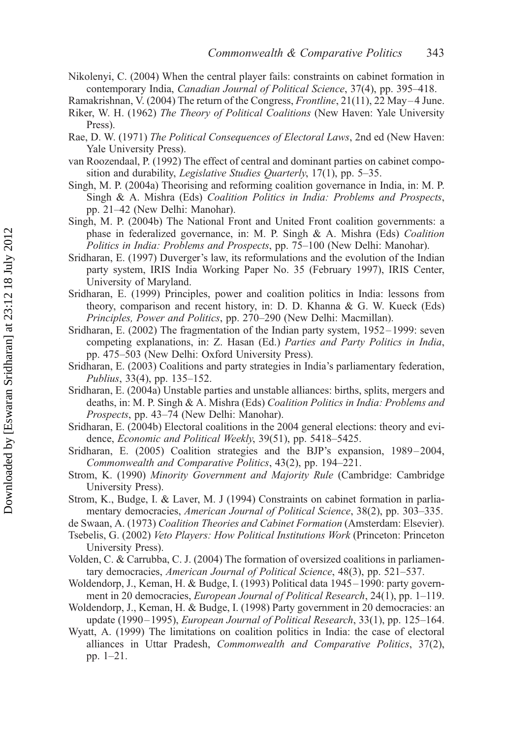Nikolenyi, C. (2004) When the central player fails: constraints on cabinet formation in contemporary India, *Canadian Journal of Political Science*, 37(4), pp. 395–418.

Ramakrishnan, V. (2004) The return of the Congress, *Frontline*, 21(11), 22 May–4 June.

Riker, W. H. (1962) *The Theory of Political Coalitions* (New Haven: Yale University Press).

Rae, D. W. (1971) *The Political Consequences of Electoral Laws*, 2nd ed (New Haven: Yale University Press).

van Roozendaal, P. (1992) The effect of central and dominant parties on cabinet composition and durability, *Legislative Studies Quarterly*, 17(1), pp. 5–35.

Singh, M. P. (2004a) Theorising and reforming coalition governance in India, in: M. P. Singh & A. Mishra (Eds) *Coalition Politics in India: Problems and Prospects*, pp. 21–42 (New Delhi: Manohar).

Singh, M. P. (2004b) The National Front and United Front coalition governments: a phase in federalized governance, in: M. P. Singh & A. Mishra (Eds) *Coalition Politics in India: Problems and Prospects*, pp. 75–100 (New Delhi: Manohar).

Sridharan, E. (1997) Duverger's law, its reformulations and the evolution of the Indian party system, IRIS India Working Paper No. 35 (February 1997), IRIS Center, University of Maryland.

Sridharan, E. (1999) Principles, power and coalition politics in India: lessons from theory, comparison and recent history, in: D. D. Khanna & G. W. Kueck (Eds) *Principles, Power and Politics*, pp. 270–290 (New Delhi: Macmillan).

Sridharan, E. (2002) The fragmentation of the Indian party system, 1952–1999: seven competing explanations, in: Z. Hasan (Ed.) *Parties and Party Politics in India*, pp. 475–503 (New Delhi: Oxford University Press).

Sridharan, E. (2003) Coalitions and party strategies in India's parliamentary federation, *Publius*, 33(4), pp. 135–152.

Sridharan, E. (2004a) Unstable parties and unstable alliances: births, splits, mergers and deaths, in: M. P. Singh & A. Mishra (Eds) *Coalition Politics in India: Problems and Prospects*, pp. 43–74 (New Delhi: Manohar).

Sridharan, E. (2004b) Electoral coalitions in the 2004 general elections: theory and evidence, *Economic and Political Weekly*, 39(51), pp. 5418–5425.

Sridharan, E. (2005) Coalition strategies and the BJP's expansion, 1989–2004, *Commonwealth and Comparative Politics*, 43(2), pp. 194–221.

Strom, K. (1990) *Minority Government and Majority Rule* (Cambridge: Cambridge University Press).

Strom, K., Budge, I. & Laver, M. J (1994) Constraints on cabinet formation in parliamentary democracies, *American Journal of Political Science*, 38(2), pp. 303–335.

de Swaan, A. (1973) *Coalition Theories and Cabinet Formation* (Amsterdam: Elsevier).

Tsebelis, G. (2002) *Veto Players: How Political Institutions Work* (Princeton: Princeton University Press).

Volden, C. & Carrubba, C. J. (2004) The formation of oversized coalitions in parliamentary democracies, *American Journal of Political Science*, 48(3), pp. 521–537.

Woldendorp, J., Keman, H. & Budge, I. (1993) Political data 1945–1990: party government in 20 democracies, *European Journal of Political Research*, 24(1), pp. 1–119.

Woldendorp, J., Keman, H. & Budge, I. (1998) Party government in 20 democracies: an update (1990–1995), *European Journal of Political Research*, 33(1), pp. 125–164.

Wyatt, A. (1999) The limitations on coalition politics in India: the case of electoral alliances in Uttar Pradesh, *Commonwealth and Comparative Politics*, 37(2), pp. 1–21.